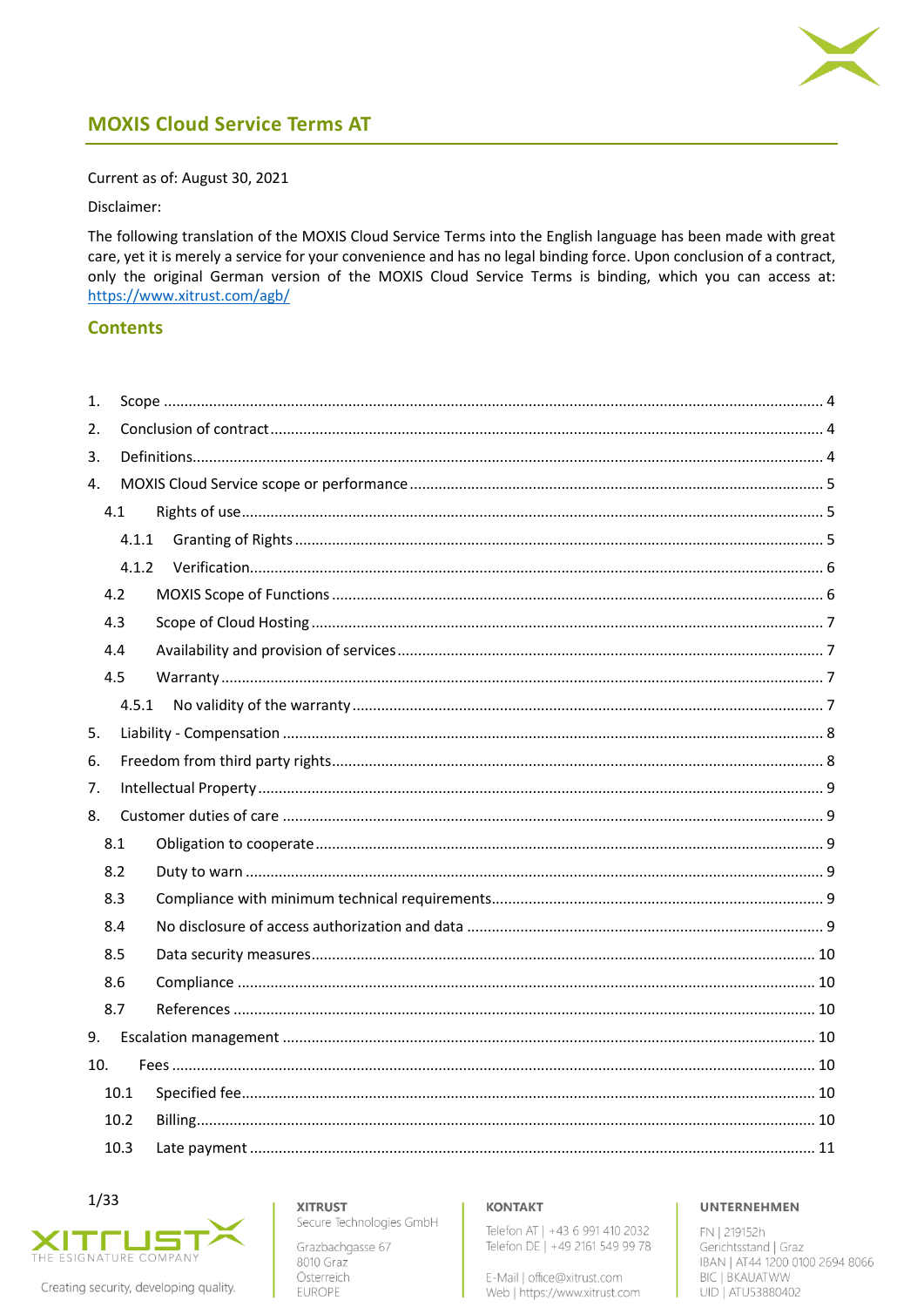# MOXIS Cloud Service Terms AT

Current as of: August 30, 2021

Disclaimer:

The following translation of the MOXIS Cloud Service Terms into the English language has been made with great care, yet it is merely a service for your convenience and has no legal binding force. Upon conclusion of a contract, only the original German version of the MOXIS Cloud Service Terms is binding, which you can access at: https://www.xitrust.com/agb/

## Contents

1. Scope ..... 4
2. Conclusion of contract ..... 4
3. Definitions ..... 4
4. MOXIS Cloud Service scope or performance ..... 5
   - 4.1 Rights of use ..... 5
     - 4.1.1 Granting of Rights ..... 5
     - 4.1.2 Verification ..... 6
   - 4.2 MOXIS Scope of Functions ..... 6
   - 4.3 Scope of Cloud Hosting ..... 7
   - 4.4 Availability and provision of services ..... 7
   - 4.5 Warranty ..... 7
     - 4.5.1 No validity of the warranty ..... 7
5. Liability - Compensation ..... 8
6. Freedom from third party rights ..... 8
7. Intellectual Property ..... 9
8. Customer duties of care ..... 9
   - 8.1 Obligation to cooperate ..... 9
   - 8.2 Duty to warn ..... 9
   - 8.3 Compliance with minimum technical requirements ..... 9
   - 8.4 No disclosure of access authorization and data ..... 9
   - 8.5 Data security measures ..... 10
   - 8.6 Compliance ..... 10
   - 8.7 References ..... 10
9. Escalation management ..... 10
10. Fees ..... 10
    - 10.1 Specified fee ..... 10
    - 10.2 Billing ..... 10
    - 10.3 Late payment ..... 11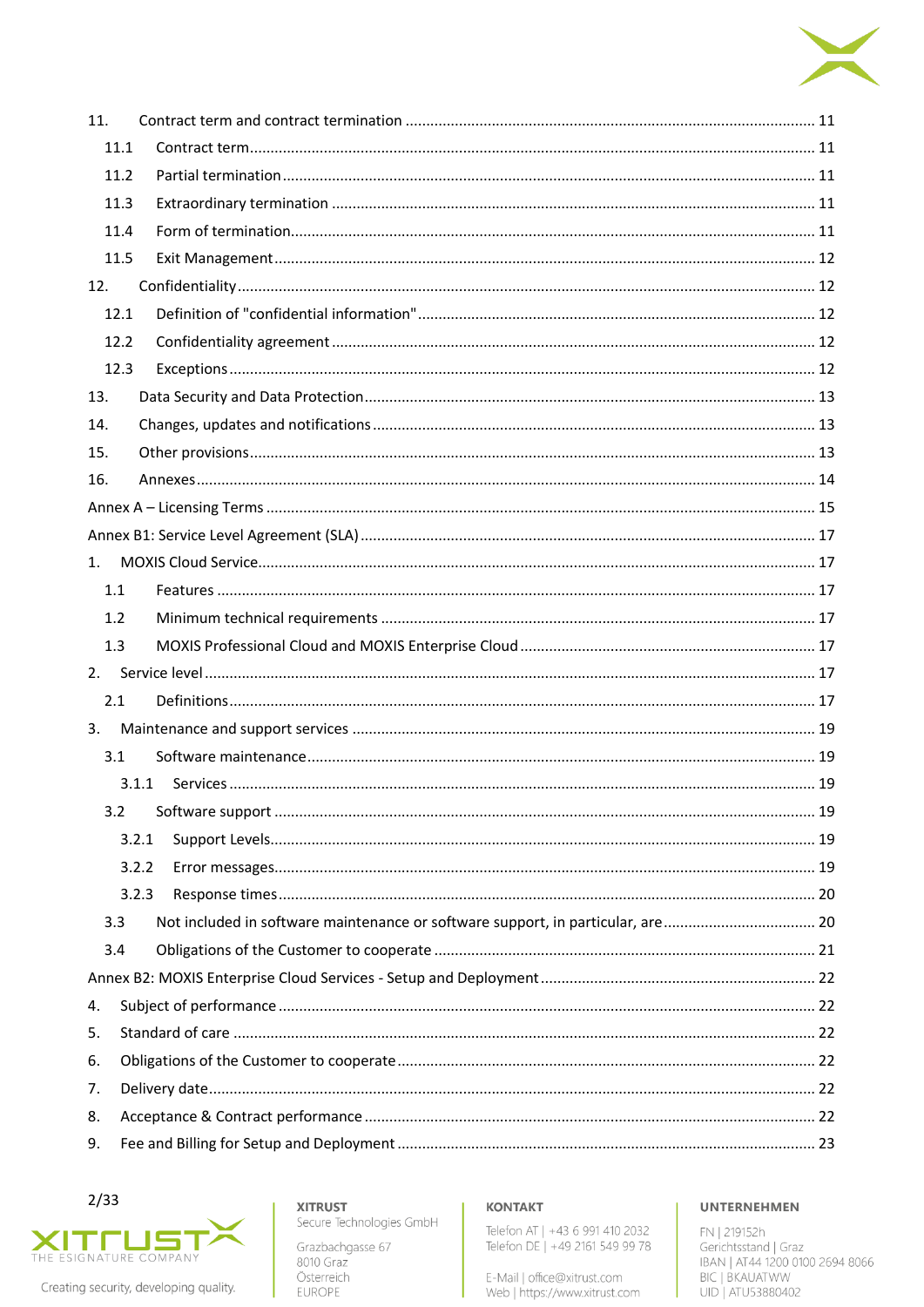11. Contract term and contract termination ..... 11
   11.1 Contract term ..... 11
   11.2 Partial termination ..... 11
   11.3 Extraordinary termination ..... 11
   11.4 Form of termination ..... 11
   11.5 Exit Management ..... 12
12. Confidentiality ..... 12
   12.1 Definition of "confidential information" ..... 12
   12.2 Confidentiality agreement ..... 12
   12.3 Exceptions ..... 12
13. Data Security and Data Protection ..... 13
14. Changes, updates and notifications ..... 13
15. Other provisions ..... 13
16. Annexes ..... 14

Annex A – Licensing Terms ..... 15

Annex B1: Service Level Agreement (SLA) ..... 17

1. MOXIS Cloud Service ..... 17
   1.1 Features ..... 17
   1.2 Minimum technical requirements ..... 17
   1.3 MOXIS Professional Cloud and MOXIS Enterprise Cloud ..... 17
2. Service level ..... 17
   2.1 Definitions ..... 17
3. Maintenance and support services ..... 19
   3.1 Software maintenance ..... 19
      3.1.1 Services ..... 19
   3.2 Software support ..... 19
      3.2.1 Support Levels ..... 19
      3.2.2 Error messages ..... 19
      3.2.3 Response times ..... 20
   3.3 Not included in software maintenance or software support, in particular, are ..... 20
   3.4 Obligations of the Customer to cooperate ..... 21

Annex B2: MOXIS Enterprise Cloud Services - Setup and Deployment ..... 22

4. Subject of performance ..... 22
5. Standard of care ..... 22
6. Obligations of the Customer to cooperate ..... 22
7. Delivery date ..... 22
8. Acceptance & Contract performance ..... 22
9. Fee and Billing for Setup and Deployment ..... 23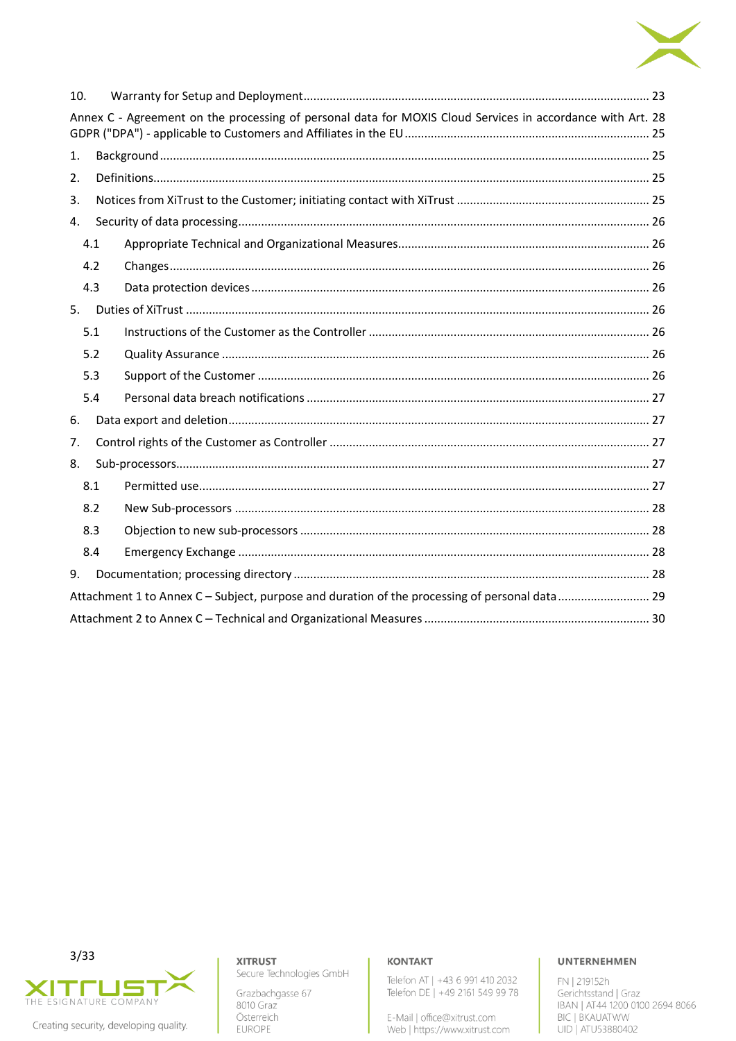10. Warranty for Setup and Deployment ........................................................................................................ 23

Annex C - Agreement on the processing of personal data for MOXIS Cloud Services in accordance with Art. 28 GDPR ("DPA") - applicable to Customers and Affiliates in the EU ........................................................................ 25

1. Background ..................................................................................................................................... 25
2. Definitions ....................................................................................................................................... 25
3. Notices from XiTrust to the Customer; initiating contact with XiTrust ........................................... 25
4. Security of data processing ............................................................................................................. 26
   - 4.1 Appropriate Technical and Organizational Measures ............................................................ 26
   - 4.2 Changes ................................................................................................................................. 26
   - 4.3 Data protection devices ......................................................................................................... 26
5. Duties of XiTrust ............................................................................................................................. 26
   - 5.1 Instructions of the Customer as the Controller ..................................................................... 26
   - 5.2 Quality Assurance ................................................................................................................. 26
   - 5.3 Support of the Customer ....................................................................................................... 26
   - 5.4 Personal data breach notifications ....................................................................................... 27
6. Data export and deletion ................................................................................................................ 27
7. Control rights of the Customer as Controller ................................................................................. 27
8. Sub-processors ................................................................................................................................ 27
   - 8.1 Permitted use ........................................................................................................................ 27
   - 8.2 New Sub-processors .............................................................................................................. 28
   - 8.3 Objection to new sub-processors .......................................................................................... 28
   - 8.4 Emergency Exchange ............................................................................................................. 28
9. Documentation; processing directory ........................................................................................... 28

Attachment 1 to Annex C – Subject, purpose and duration of the processing of personal data ............................ 29

Attachment 2 to Annex C – Technical and Organizational Measures ..................................................................... 30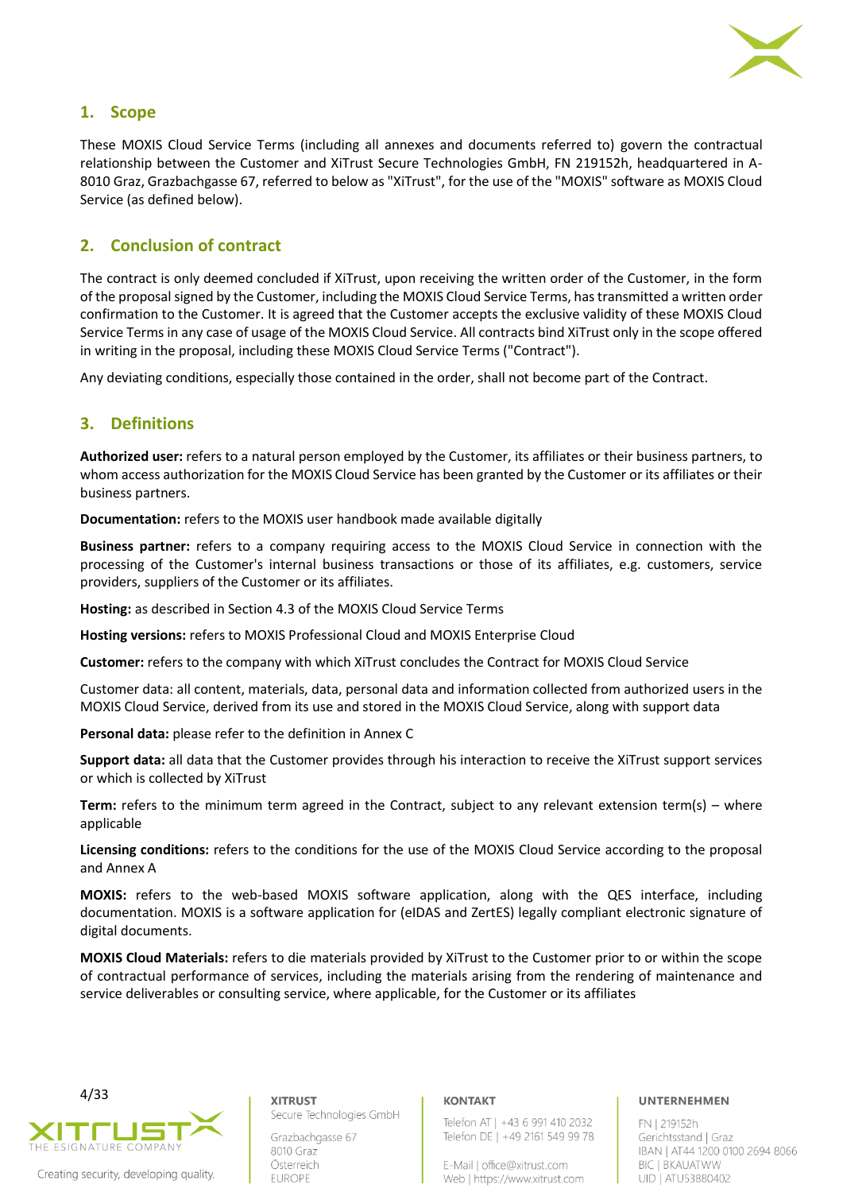## 1. Scope

These MOXIS Cloud Service Terms (including all annexes and documents referred to) govern the contractual relationship between the Customer and XiTrust Secure Technologies GmbH, FN 219152h, headquartered in A-8010 Graz, Grazbachgasse 67, referred to below as "XiTrust", for the use of the "MOXIS" software as MOXIS Cloud Service (as defined below).

## 2. Conclusion of contract

The contract is only deemed concluded if XiTrust, upon receiving the written order of the Customer, in the form of the proposal signed by the Customer, including the MOXIS Cloud Service Terms, has transmitted a written order confirmation to the Customer. It is agreed that the Customer accepts the exclusive validity of these MOXIS Cloud Service Terms in any case of usage of the MOXIS Cloud Service. All contracts bind XiTrust only in the scope offered in writing in the proposal, including these MOXIS Cloud Service Terms ("Contract").

Any deviating conditions, especially those contained in the order, shall not become part of the Contract.

## 3. Definitions

**Authorized user:** refers to a natural person employed by the Customer, its affiliates or their business partners, to whom access authorization for the MOXIS Cloud Service has been granted by the Customer or its affiliates or their business partners.

**Documentation:** refers to the MOXIS user handbook made available digitally

**Business partner:** refers to a company requiring access to the MOXIS Cloud Service in connection with the processing of the Customer's internal business transactions or those of its affiliates, e.g. customers, service providers, suppliers of the Customer or its affiliates.

**Hosting:** as described in Section 4.3 of the MOXIS Cloud Service Terms

**Hosting versions:** refers to MOXIS Professional Cloud and MOXIS Enterprise Cloud

**Customer:** refers to the company with which XiTrust concludes the Contract for MOXIS Cloud Service

Customer data: all content, materials, data, personal data and information collected from authorized users in the MOXIS Cloud Service, derived from its use and stored in the MOXIS Cloud Service, along with support data

**Personal data:** please refer to the definition in Annex C

**Support data:** all data that the Customer provides through his interaction to receive the XiTrust support services or which is collected by XiTrust

**Term:** refers to the minimum term agreed in the Contract, subject to any relevant extension term(s) – where applicable

**Licensing conditions:** refers to the conditions for the use of the MOXIS Cloud Service according to the proposal and Annex A

**MOXIS:** refers to the web-based MOXIS software application, along with the QES interface, including documentation. MOXIS is a software application for (eIDAS and ZertES) legally compliant electronic signature of digital documents.

**MOXIS Cloud Materials:** refers to die materials provided by XiTrust to the Customer prior to or within the scope of contractual performance of services, including the materials arising from the rendering of maintenance and service deliverables or consulting service, where applicable, for the Customer or its affiliates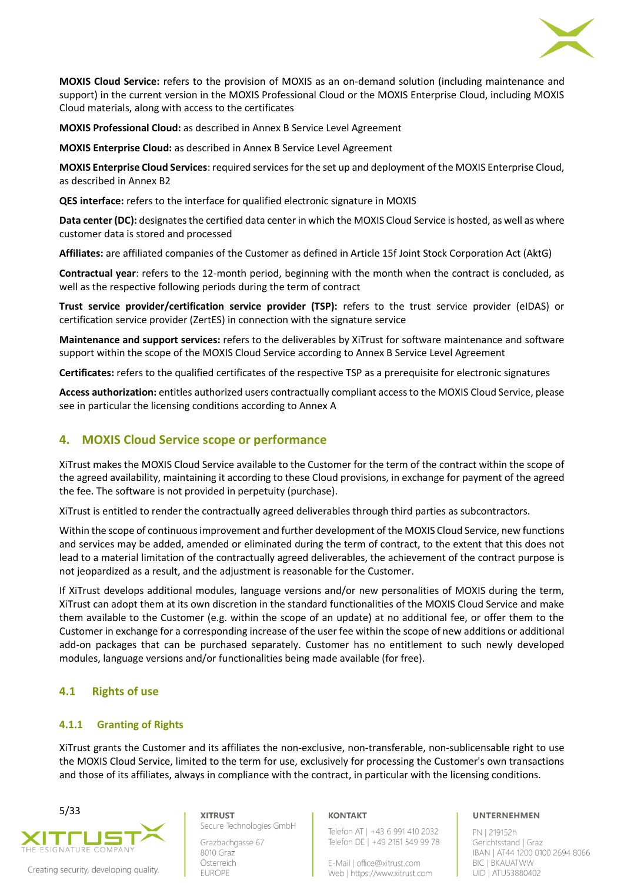**MOXIS Cloud Service:** refers to the provision of MOXIS as an on-demand solution (including maintenance and support) in the current version in the MOXIS Professional Cloud or the MOXIS Enterprise Cloud, including MOXIS Cloud materials, along with access to the certificates

**MOXIS Professional Cloud:** as described in Annex B Service Level Agreement

**MOXIS Enterprise Cloud:** as described in Annex B Service Level Agreement

**MOXIS Enterprise Cloud Services**: required services for the set up and deployment of the MOXIS Enterprise Cloud, as described in Annex B2

**QES interface:** refers to the interface for qualified electronic signature in MOXIS

**Data center (DC):** designates the certified data center in which the MOXIS Cloud Service is hosted, as well as where customer data is stored and processed

**Affiliates:** are affiliated companies of the Customer as defined in Article 15f Joint Stock Corporation Act (AktG)

**Contractual year**: refers to the 12-month period, beginning with the month when the contract is concluded, as well as the respective following periods during the term of contract

**Trust service provider/certification service provider (TSP):** refers to the trust service provider (eIDAS) or certification service provider (ZertES) in connection with the signature service

**Maintenance and support services:** refers to the deliverables by XiTrust for software maintenance and software support within the scope of the MOXIS Cloud Service according to Annex B Service Level Agreement

**Certificates:** refers to the qualified certificates of the respective TSP as a prerequisite for electronic signatures

**Access authorization:** entitles authorized users contractually compliant access to the MOXIS Cloud Service, please see in particular the licensing conditions according to Annex A

## 4. MOXIS Cloud Service scope or performance

XiTrust makes the MOXIS Cloud Service available to the Customer for the term of the contract within the scope of the agreed availability, maintaining it according to these Cloud provisions, in exchange for payment of the agreed the fee. The software is not provided in perpetuity (purchase).

XiTrust is entitled to render the contractually agreed deliverables through third parties as subcontractors.

Within the scope of continuous improvement and further development of the MOXIS Cloud Service, new functions and services may be added, amended or eliminated during the term of contract, to the extent that this does not lead to a material limitation of the contractually agreed deliverables, the achievement of the contract purpose is not jeopardized as a result, and the adjustment is reasonable for the Customer.

If XiTrust develops additional modules, language versions and/or new personalities of MOXIS during the term, XiTrust can adopt them at its own discretion in the standard functionalities of the MOXIS Cloud Service and make them available to the Customer (e.g. within the scope of an update) at no additional fee, or offer them to the Customer in exchange for a corresponding increase of the user fee within the scope of new additions or additional add-on packages that can be purchased separately. Customer has no entitlement to such newly developed modules, language versions and/or functionalities being made available (for free).

### 4.1 Rights of use

#### 4.1.1 Granting of Rights

XiTrust grants the Customer and its affiliates the non-exclusive, non-transferable, non-sublicensable right to use the MOXIS Cloud Service, limited to the term for use, exclusively for processing the Customer's own transactions and those of its affiliates, always in compliance with the contract, in particular with the licensing conditions.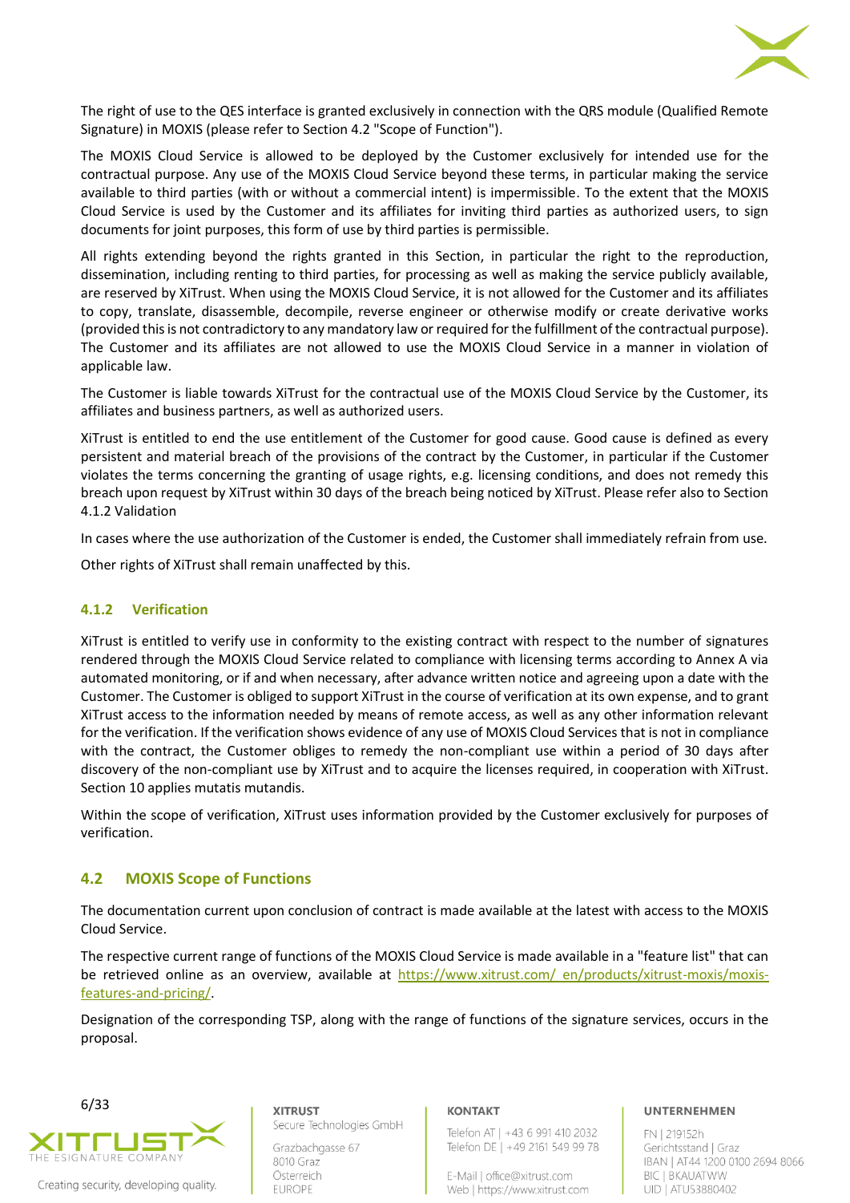The right of use to the QES interface is granted exclusively in connection with the QRS module (Qualified Remote Signature) in MOXIS (please refer to Section 4.2 "Scope of Function").

The MOXIS Cloud Service is allowed to be deployed by the Customer exclusively for intended use for the contractual purpose. Any use of the MOXIS Cloud Service beyond these terms, in particular making the service available to third parties (with or without a commercial intent) is impermissible. To the extent that the MOXIS Cloud Service is used by the Customer and its affiliates for inviting third parties as authorized users, to sign documents for joint purposes, this form of use by third parties is permissible.

All rights extending beyond the rights granted in this Section, in particular the right to the reproduction, dissemination, including renting to third parties, for processing as well as making the service publicly available, are reserved by XiTrust. When using the MOXIS Cloud Service, it is not allowed for the Customer and its affiliates to copy, translate, disassemble, decompile, reverse engineer or otherwise modify or create derivative works (provided this is not contradictory to any mandatory law or required for the fulfillment of the contractual purpose). The Customer and its affiliates are not allowed to use the MOXIS Cloud Service in a manner in violation of applicable law.

The Customer is liable towards XiTrust for the contractual use of the MOXIS Cloud Service by the Customer, its affiliates and business partners, as well as authorized users.

XiTrust is entitled to end the use entitlement of the Customer for good cause. Good cause is defined as every persistent and material breach of the provisions of the contract by the Customer, in particular if the Customer violates the terms concerning the granting of usage rights, e.g. licensing conditions, and does not remedy this breach upon request by XiTrust within 30 days of the breach being noticed by XiTrust. Please refer also to Section 4.1.2 Validation

In cases where the use authorization of the Customer is ended, the Customer shall immediately refrain from use.

Other rights of XiTrust shall remain unaffected by this.

### 4.1.2 Verification

XiTrust is entitled to verify use in conformity to the existing contract with respect to the number of signatures rendered through the MOXIS Cloud Service related to compliance with licensing terms according to Annex A via automated monitoring, or if and when necessary, after advance written notice and agreeing upon a date with the Customer. The Customer is obliged to support XiTrust in the course of verification at its own expense, and to grant XiTrust access to the information needed by means of remote access, as well as any other information relevant for the verification. If the verification shows evidence of any use of MOXIS Cloud Services that is not in compliance with the contract, the Customer obliges to remedy the non-compliant use within a period of 30 days after discovery of the non-compliant use by XiTrust and to acquire the licenses required, in cooperation with XiTrust. Section 10 applies mutatis mutandis.

Within the scope of verification, XiTrust uses information provided by the Customer exclusively for purposes of verification.

## 4.2 MOXIS Scope of Functions

The documentation current upon conclusion of contract is made available at the latest with access to the MOXIS Cloud Service.

The respective current range of functions of the MOXIS Cloud Service is made available in a "feature list" that can be retrieved online as an overview, available at [https://www.xitrust.com/_en/products/xitrust-moxis/moxis-features-and-pricing/](https://www.xitrust.com/_en/products/xitrust-moxis/moxis-features-and-pricing/).

Designation of the corresponding TSP, along with the range of functions of the signature services, occurs in the proposal.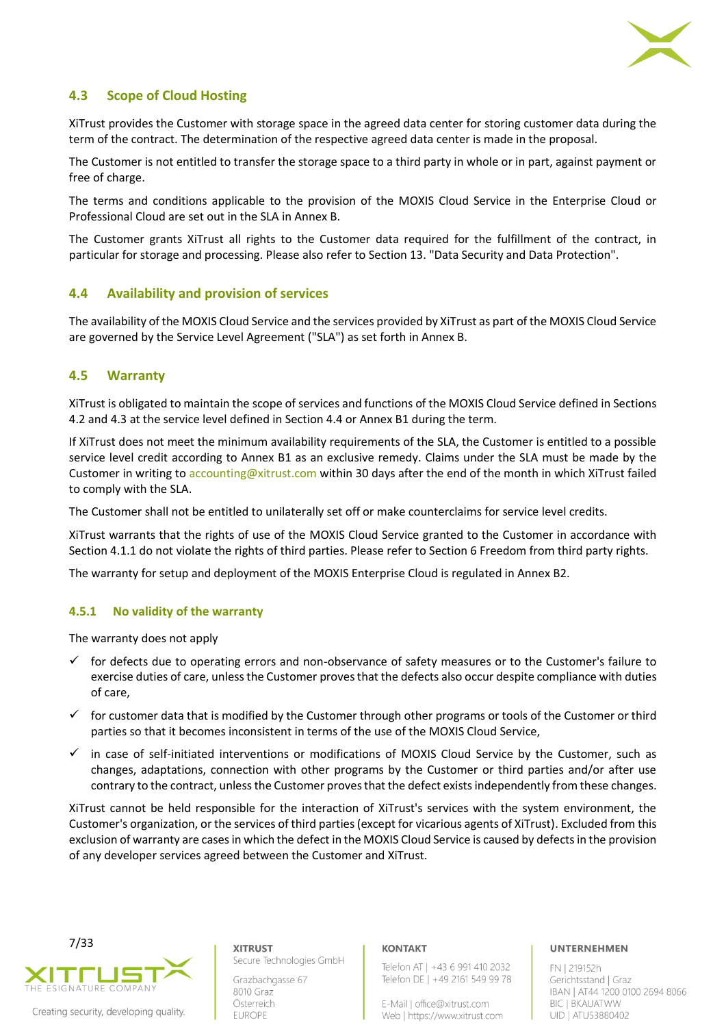## 4.3 Scope of Cloud Hosting

XiTrust provides the Customer with storage space in the agreed data center for storing customer data during the term of the contract. The determination of the respective agreed data center is made in the proposal.

The Customer is not entitled to transfer the storage space to a third party in whole or in part, against payment or free of charge.

The terms and conditions applicable to the provision of the MOXIS Cloud Service in the Enterprise Cloud or Professional Cloud are set out in the SLA in Annex B.

The Customer grants XiTrust all rights to the Customer data required for the fulfillment of the contract, in particular for storage and processing. Please also refer to Section 13. "Data Security and Data Protection".

## 4.4 Availability and provision of services

The availability of the MOXIS Cloud Service and the services provided by XiTrust as part of the MOXIS Cloud Service are governed by the Service Level Agreement ("SLA") as set forth in Annex B.

## 4.5 Warranty

XiTrust is obligated to maintain the scope of services and functions of the MOXIS Cloud Service defined in Sections 4.2 and 4.3 at the service level defined in Section 4.4 or Annex B1 during the term.

If XiTrust does not meet the minimum availability requirements of the SLA, the Customer is entitled to a possible service level credit according to Annex B1 as an exclusive remedy. Claims under the SLA must be made by the Customer in writing to accounting@xitrust.com within 30 days after the end of the month in which XiTrust failed to comply with the SLA.

The Customer shall not be entitled to unilaterally set off or make counterclaims for service level credits.

XiTrust warrants that the rights of use of the MOXIS Cloud Service granted to the Customer in accordance with Section 4.1.1 do not violate the rights of third parties. Please refer to Section 6 Freedom from third party rights.

The warranty for setup and deployment of the MOXIS Enterprise Cloud is regulated in Annex B2.

### 4.5.1 No validity of the warranty

The warranty does not apply

- ✓ for defects due to operating errors and non-observance of safety measures or to the Customer's failure to exercise duties of care, unless the Customer proves that the defects also occur despite compliance with duties of care,
- ✓ for customer data that is modified by the Customer through other programs or tools of the Customer or third parties so that it becomes inconsistent in terms of the use of the MOXIS Cloud Service,
- ✓ in case of self-initiated interventions or modifications of MOXIS Cloud Service by the Customer, such as changes, adaptations, connection with other programs by the Customer or third parties and/or after use contrary to the contract, unless the Customer proves that the defect exists independently from these changes.

XiTrust cannot be held responsible for the interaction of XiTrust's services with the system environment, the Customer's organization, or the services of third parties (except for vicarious agents of XiTrust). Excluded from this exclusion of warranty are cases in which the defect in the MOXIS Cloud Service is caused by defects in the provision of any developer services agreed between the Customer and XiTrust.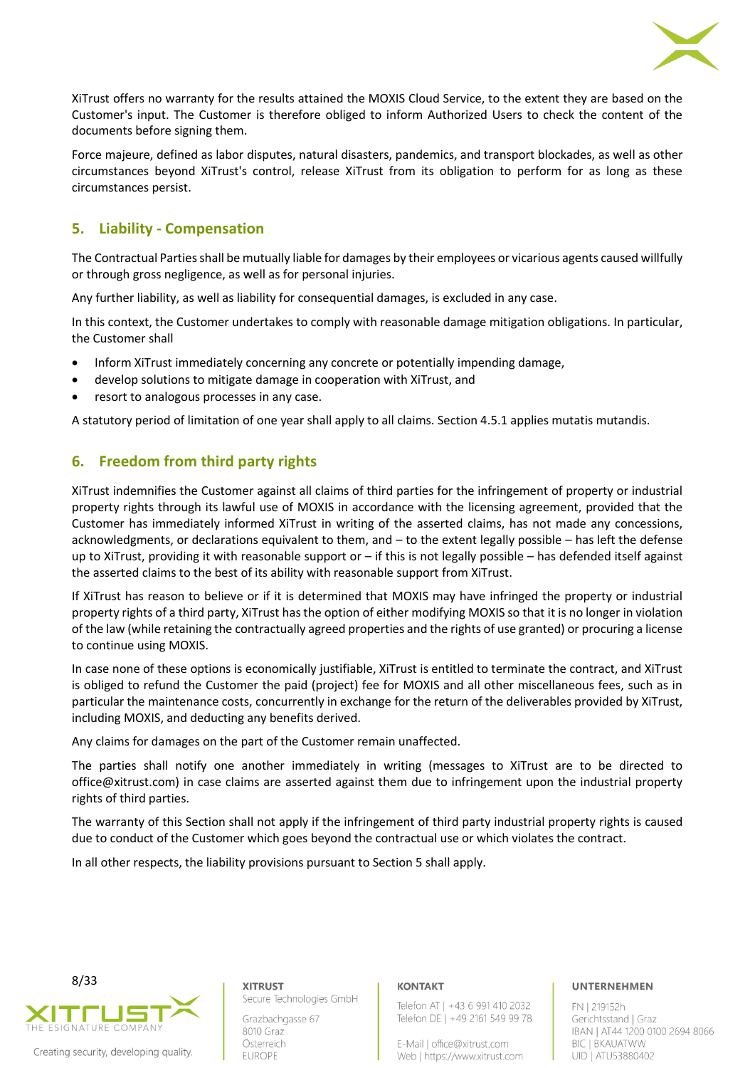XiTrust offers no warranty for the results attained the MOXIS Cloud Service, to the extent they are based on the Customer's input. The Customer is therefore obliged to inform Authorized Users to check the content of the documents before signing them.

Force majeure, defined as labor disputes, natural disasters, pandemics, and transport blockades, as well as other circumstances beyond XiTrust's control, release XiTrust from its obligation to perform for as long as these circumstances persist.

## 5. Liability - Compensation

The Contractual Parties shall be mutually liable for damages by their employees or vicarious agents caused willfully or through gross negligence, as well as for personal injuries.

Any further liability, as well as liability for consequential damages, is excluded in any case.

In this context, the Customer undertakes to comply with reasonable damage mitigation obligations. In particular, the Customer shall

- Inform XiTrust immediately concerning any concrete or potentially impending damage,
- develop solutions to mitigate damage in cooperation with XiTrust, and
- resort to analogous processes in any case.

A statutory period of limitation of one year shall apply to all claims. Section 4.5.1 applies mutatis mutandis.

## 6. Freedom from third party rights

XiTrust indemnifies the Customer against all claims of third parties for the infringement of property or industrial property rights through its lawful use of MOXIS in accordance with the licensing agreement, provided that the Customer has immediately informed XiTrust in writing of the asserted claims, has not made any concessions, acknowledgments, or declarations equivalent to them, and – to the extent legally possible – has left the defense up to XiTrust, providing it with reasonable support or – if this is not legally possible – has defended itself against the asserted claims to the best of its ability with reasonable support from XiTrust.

If XiTrust has reason to believe or if it is determined that MOXIS may have infringed the property or industrial property rights of a third party, XiTrust has the option of either modifying MOXIS so that it is no longer in violation of the law (while retaining the contractually agreed properties and the rights of use granted) or procuring a license to continue using MOXIS.

In case none of these options is economically justifiable, XiTrust is entitled to terminate the contract, and XiTrust is obliged to refund the Customer the paid (project) fee for MOXIS and all other miscellaneous fees, such as in particular the maintenance costs, concurrently in exchange for the return of the deliverables provided by XiTrust, including MOXIS, and deducting any benefits derived.

Any claims for damages on the part of the Customer remain unaffected.

The parties shall notify one another immediately in writing (messages to XiTrust are to be directed to office@xitrust.com) in case claims are asserted against them due to infringement upon the industrial property rights of third parties.

The warranty of this Section shall not apply if the infringement of third party industrial property rights is caused due to conduct of the Customer which goes beyond the contractual use or which violates the contract.

In all other respects, the liability provisions pursuant to Section 5 shall apply.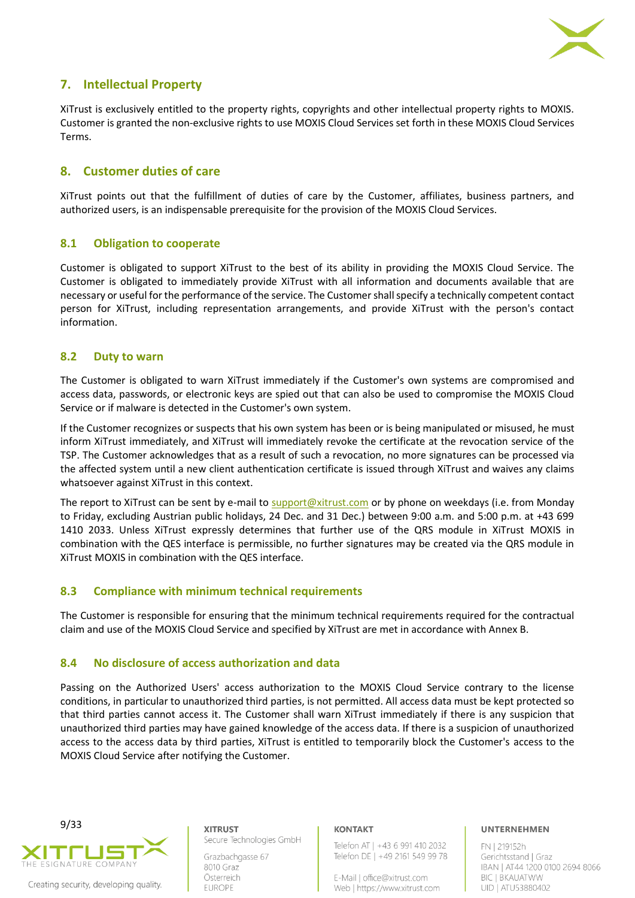## 7. Intellectual Property

XiTrust is exclusively entitled to the property rights, copyrights and other intellectual property rights to MOXIS. Customer is granted the non-exclusive rights to use MOXIS Cloud Services set forth in these MOXIS Cloud Services Terms.

## 8. Customer duties of care

XiTrust points out that the fulfillment of duties of care by the Customer, affiliates, business partners, and authorized users, is an indispensable prerequisite for the provision of the MOXIS Cloud Services.

### 8.1 Obligation to cooperate

Customer is obligated to support XiTrust to the best of its ability in providing the MOXIS Cloud Service. The Customer is obligated to immediately provide XiTrust with all information and documents available that are necessary or useful for the performance of the service. The Customer shall specify a technically competent contact person for XiTrust, including representation arrangements, and provide XiTrust with the person's contact information.

### 8.2 Duty to warn

The Customer is obligated to warn XiTrust immediately if the Customer's own systems are compromised and access data, passwords, or electronic keys are spied out that can also be used to compromise the MOXIS Cloud Service or if malware is detected in the Customer's own system.

If the Customer recognizes or suspects that his own system has been or is being manipulated or misused, he must inform XiTrust immediately, and XiTrust will immediately revoke the certificate at the revocation service of the TSP. The Customer acknowledges that as a result of such a revocation, no more signatures can be processed via the affected system until a new client authentication certificate is issued through XiTrust and waives any claims whatsoever against XiTrust in this context.

The report to XiTrust can be sent by e-mail to support@xitrust.com or by phone on weekdays (i.e. from Monday to Friday, excluding Austrian public holidays, 24 Dec. and 31 Dec.) between 9:00 a.m. and 5:00 p.m. at +43 699 1410 2033. Unless XiTrust expressly determines that further use of the QRS module in XiTrust MOXIS in combination with the QES interface is permissible, no further signatures may be created via the QRS module in XiTrust MOXIS in combination with the QES interface.

### 8.3 Compliance with minimum technical requirements

The Customer is responsible for ensuring that the minimum technical requirements required for the contractual claim and use of the MOXIS Cloud Service and specified by XiTrust are met in accordance with Annex B.

### 8.4 No disclosure of access authorization and data

Passing on the Authorized Users' access authorization to the MOXIS Cloud Service contrary to the license conditions, in particular to unauthorized third parties, is not permitted. All access data must be kept protected so that third parties cannot access it. The Customer shall warn XiTrust immediately if there is any suspicion that unauthorized third parties may have gained knowledge of the access data. If there is a suspicion of unauthorized access to the access data by third parties, XiTrust is entitled to temporarily block the Customer's access to the MOXIS Cloud Service after notifying the Customer.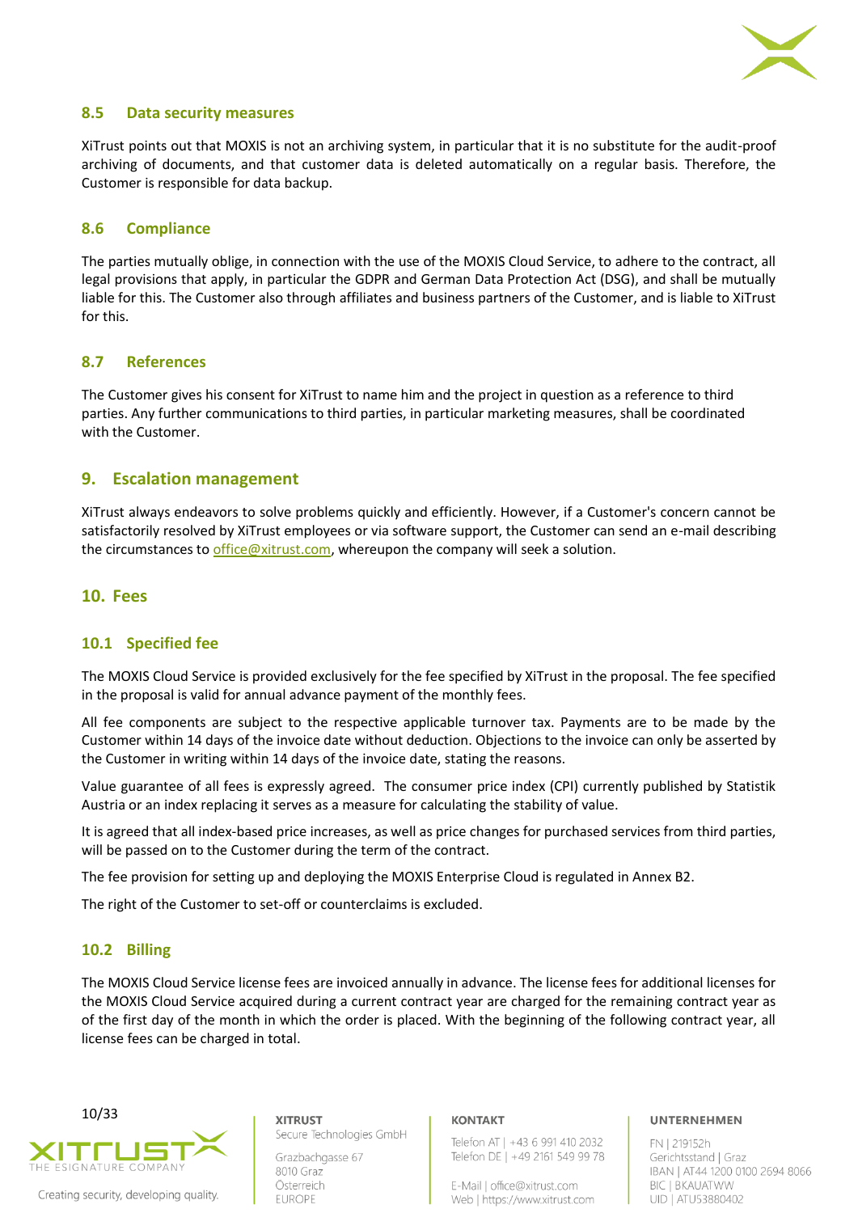### 8.5 Data security measures

XiTrust points out that MOXIS is not an archiving system, in particular that it is no substitute for the audit-proof archiving of documents, and that customer data is deleted automatically on a regular basis. Therefore, the Customer is responsible for data backup.

### 8.6 Compliance

The parties mutually oblige, in connection with the use of the MOXIS Cloud Service, to adhere to the contract, all legal provisions that apply, in particular the GDPR and German Data Protection Act (DSG), and shall be mutually liable for this. The Customer also through affiliates and business partners of the Customer, and is liable to XiTrust for this.

### 8.7 References

The Customer gives his consent for XiTrust to name him and the project in question as a reference to third parties. Any further communications to third parties, in particular marketing measures, shall be coordinated with the Customer.

## 9. Escalation management

XiTrust always endeavors to solve problems quickly and efficiently. However, if a Customer's concern cannot be satisfactorily resolved by XiTrust employees or via software support, the Customer can send an e-mail describing the circumstances to office@xitrust.com, whereupon the company will seek a solution.

## 10. Fees

### 10.1 Specified fee

The MOXIS Cloud Service is provided exclusively for the fee specified by XiTrust in the proposal. The fee specified in the proposal is valid for annual advance payment of the monthly fees.

All fee components are subject to the respective applicable turnover tax. Payments are to be made by the Customer within 14 days of the invoice date without deduction. Objections to the invoice can only be asserted by the Customer in writing within 14 days of the invoice date, stating the reasons.

Value guarantee of all fees is expressly agreed. The consumer price index (CPI) currently published by Statistik Austria or an index replacing it serves as a measure for calculating the stability of value.

It is agreed that all index-based price increases, as well as price changes for purchased services from third parties, will be passed on to the Customer during the term of the contract.

The fee provision for setting up and deploying the MOXIS Enterprise Cloud is regulated in Annex B2.

The right of the Customer to set-off or counterclaims is excluded.

### 10.2 Billing

The MOXIS Cloud Service license fees are invoiced annually in advance. The license fees for additional licenses for the MOXIS Cloud Service acquired during a current contract year are charged for the remaining contract year as of the first day of the month in which the order is placed. With the beginning of the following contract year, all license fees can be charged in total.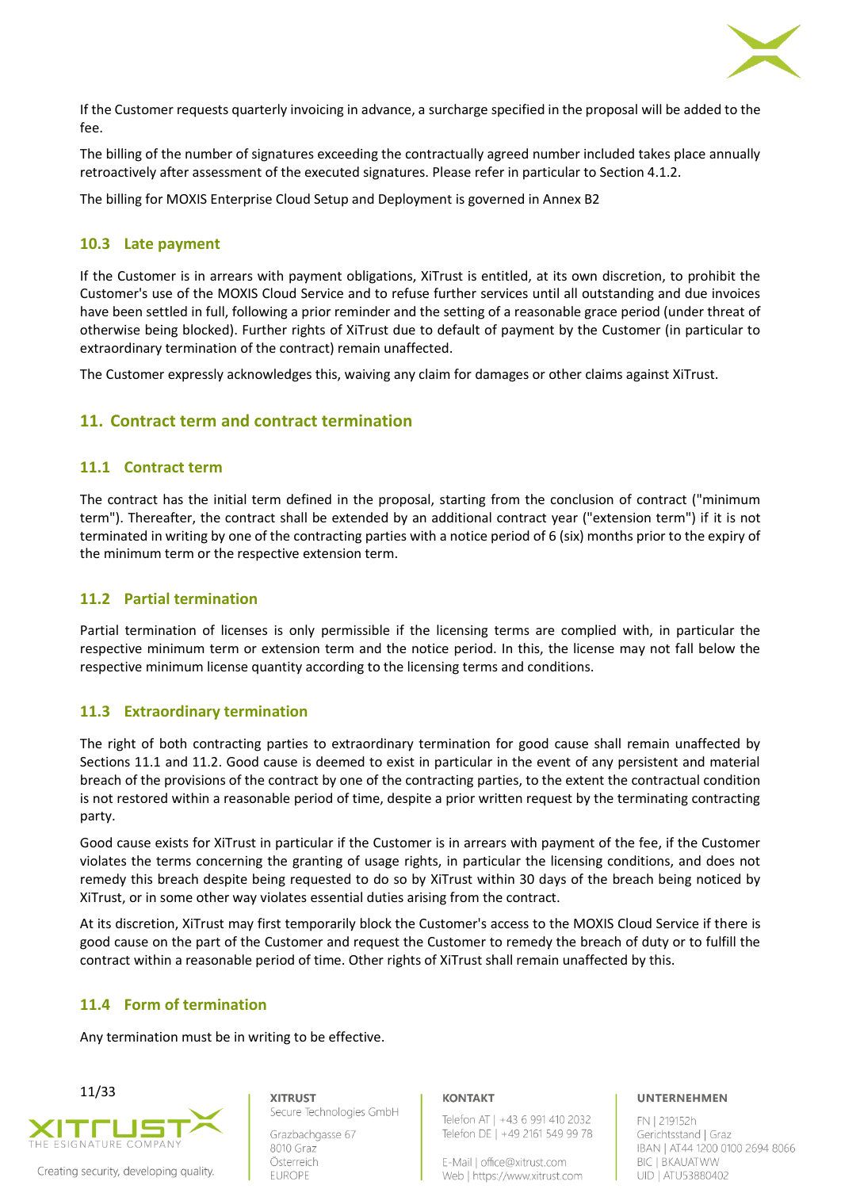If the Customer requests quarterly invoicing in advance, a surcharge specified in the proposal will be added to the fee.

The billing of the number of signatures exceeding the contractually agreed number included takes place annually retroactively after assessment of the executed signatures. Please refer in particular to Section 4.1.2.

The billing for MOXIS Enterprise Cloud Setup and Deployment is governed in Annex B2

### 10.3 Late payment

If the Customer is in arrears with payment obligations, XiTrust is entitled, at its own discretion, to prohibit the Customer's use of the MOXIS Cloud Service and to refuse further services until all outstanding and due invoices have been settled in full, following a prior reminder and the setting of a reasonable grace period (under threat of otherwise being blocked). Further rights of XiTrust due to default of payment by the Customer (in particular to extraordinary termination of the contract) remain unaffected.

The Customer expressly acknowledges this, waiving any claim for damages or other claims against XiTrust.

## 11. Contract term and contract termination

### 11.1 Contract term

The contract has the initial term defined in the proposal, starting from the conclusion of contract ("minimum term"). Thereafter, the contract shall be extended by an additional contract year ("extension term") if it is not terminated in writing by one of the contracting parties with a notice period of 6 (six) months prior to the expiry of the minimum term or the respective extension term.

### 11.2 Partial termination

Partial termination of licenses is only permissible if the licensing terms are complied with, in particular the respective minimum term or extension term and the notice period. In this, the license may not fall below the respective minimum license quantity according to the licensing terms and conditions.

### 11.3 Extraordinary termination

The right of both contracting parties to extraordinary termination for good cause shall remain unaffected by Sections 11.1 and 11.2. Good cause is deemed to exist in particular in the event of any persistent and material breach of the provisions of the contract by one of the contracting parties, to the extent the contractual condition is not restored within a reasonable period of time, despite a prior written request by the terminating contracting party.

Good cause exists for XiTrust in particular if the Customer is in arrears with payment of the fee, if the Customer violates the terms concerning the granting of usage rights, in particular the licensing conditions, and does not remedy this breach despite being requested to do so by XiTrust within 30 days of the breach being noticed by XiTrust, or in some other way violates essential duties arising from the contract.

At its discretion, XiTrust may first temporarily block the Customer's access to the MOXIS Cloud Service if there is good cause on the part of the Customer and request the Customer to remedy the breach of duty or to fulfill the contract within a reasonable period of time. Other rights of XiTrust shall remain unaffected by this.

### 11.4 Form of termination

Any termination must be in writing to be effective.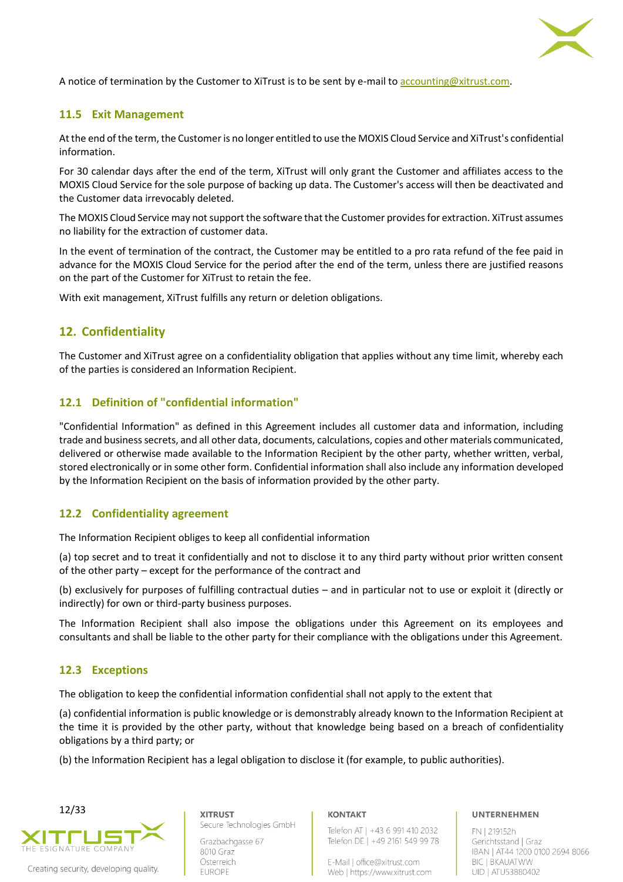A notice of termination by the Customer to XiTrust is to be sent by e-mail to accounting@xitrust.com.

### 11.5 Exit Management

At the end of the term, the Customer is no longer entitled to use the MOXIS Cloud Service and XiTrust's confidential information.

For 30 calendar days after the end of the term, XiTrust will only grant the Customer and affiliates access to the MOXIS Cloud Service for the sole purpose of backing up data. The Customer's access will then be deactivated and the Customer data irrevocably deleted.

The MOXIS Cloud Service may not support the software that the Customer provides for extraction. XiTrust assumes no liability for the extraction of customer data.

In the event of termination of the contract, the Customer may be entitled to a pro rata refund of the fee paid in advance for the MOXIS Cloud Service for the period after the end of the term, unless there are justified reasons on the part of the Customer for XiTrust to retain the fee.

With exit management, XiTrust fulfills any return or deletion obligations.

## 12. Confidentiality

The Customer and XiTrust agree on a confidentiality obligation that applies without any time limit, whereby each of the parties is considered an Information Recipient.

### 12.1 Definition of "confidential information"

"Confidential Information" as defined in this Agreement includes all customer data and information, including trade and business secrets, and all other data, documents, calculations, copies and other materials communicated, delivered or otherwise made available to the Information Recipient by the other party, whether written, verbal, stored electronically or in some other form. Confidential information shall also include any information developed by the Information Recipient on the basis of information provided by the other party.

### 12.2 Confidentiality agreement

The Information Recipient obliges to keep all confidential information

(a) top secret and to treat it confidentially and not to disclose it to any third party without prior written consent of the other party – except for the performance of the contract and

(b) exclusively for purposes of fulfilling contractual duties – and in particular not to use or exploit it (directly or indirectly) for own or third-party business purposes.

The Information Recipient shall also impose the obligations under this Agreement on its employees and consultants and shall be liable to the other party for their compliance with the obligations under this Agreement.

### 12.3 Exceptions

The obligation to keep the confidential information confidential shall not apply to the extent that

(a) confidential information is public knowledge or is demonstrably already known to the Information Recipient at the time it is provided by the other party, without that knowledge being based on a breach of confidentiality obligations by a third party; or

(b) the Information Recipient has a legal obligation to disclose it (for example, to public authorities).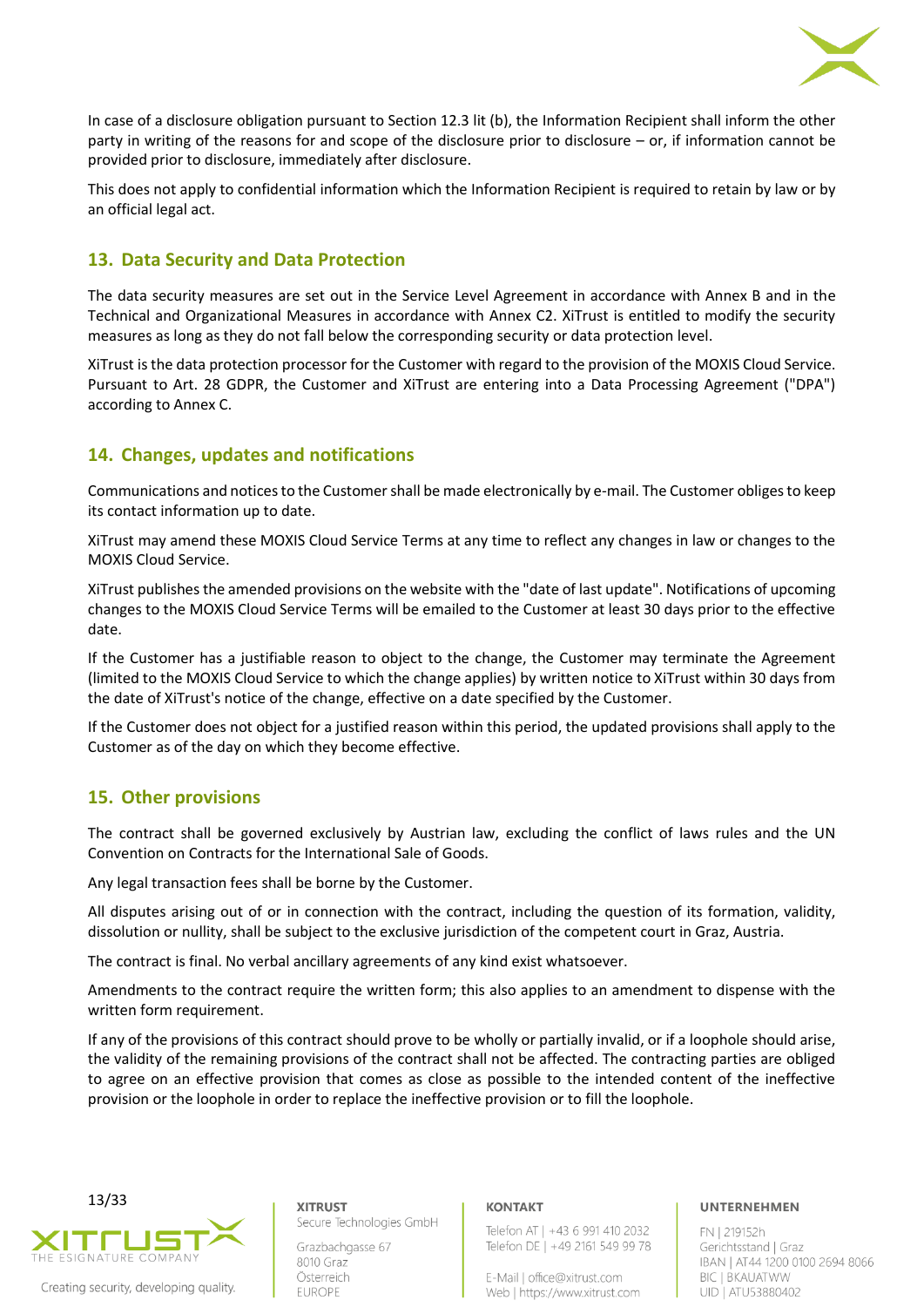In case of a disclosure obligation pursuant to Section 12.3 lit (b), the Information Recipient shall inform the other party in writing of the reasons for and scope of the disclosure prior to disclosure – or, if information cannot be provided prior to disclosure, immediately after disclosure.

This does not apply to confidential information which the Information Recipient is required to retain by law or by an official legal act.

## 13. Data Security and Data Protection

The data security measures are set out in the Service Level Agreement in accordance with Annex B and in the Technical and Organizational Measures in accordance with Annex C2. XiTrust is entitled to modify the security measures as long as they do not fall below the corresponding security or data protection level.

XiTrust is the data protection processor for the Customer with regard to the provision of the MOXIS Cloud Service. Pursuant to Art. 28 GDPR, the Customer and XiTrust are entering into a Data Processing Agreement ("DPA") according to Annex C.

## 14. Changes, updates and notifications

Communications and notices to the Customer shall be made electronically by e-mail. The Customer obliges to keep its contact information up to date.

XiTrust may amend these MOXIS Cloud Service Terms at any time to reflect any changes in law or changes to the MOXIS Cloud Service.

XiTrust publishes the amended provisions on the website with the "date of last update". Notifications of upcoming changes to the MOXIS Cloud Service Terms will be emailed to the Customer at least 30 days prior to the effective date.

If the Customer has a justifiable reason to object to the change, the Customer may terminate the Agreement (limited to the MOXIS Cloud Service to which the change applies) by written notice to XiTrust within 30 days from the date of XiTrust's notice of the change, effective on a date specified by the Customer.

If the Customer does not object for a justified reason within this period, the updated provisions shall apply to the Customer as of the day on which they become effective.

## 15. Other provisions

The contract shall be governed exclusively by Austrian law, excluding the conflict of laws rules and the UN Convention on Contracts for the International Sale of Goods.

Any legal transaction fees shall be borne by the Customer.

All disputes arising out of or in connection with the contract, including the question of its formation, validity, dissolution or nullity, shall be subject to the exclusive jurisdiction of the competent court in Graz, Austria.

The contract is final. No verbal ancillary agreements of any kind exist whatsoever.

Amendments to the contract require the written form; this also applies to an amendment to dispense with the written form requirement.

If any of the provisions of this contract should prove to be wholly or partially invalid, or if a loophole should arise, the validity of the remaining provisions of the contract shall not be affected. The contracting parties are obliged to agree on an effective provision that comes as close as possible to the intended content of the ineffective provision or the loophole in order to replace the ineffective provision or to fill the loophole.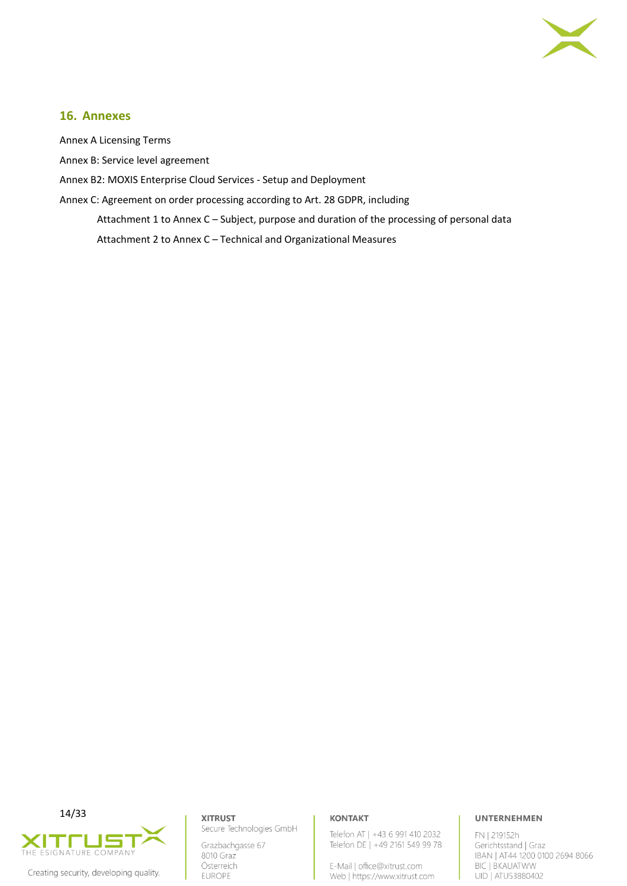## 16. Annexes

Annex A Licensing Terms

Annex B: Service level agreement

Annex B2: MOXIS Enterprise Cloud Services - Setup and Deployment

Annex C: Agreement on order processing according to Art. 28 GDPR, including

> Attachment 1 to Annex C – Subject, purpose and duration of the processing of personal data
>
> Attachment 2 to Annex C – Technical and Organizational Measures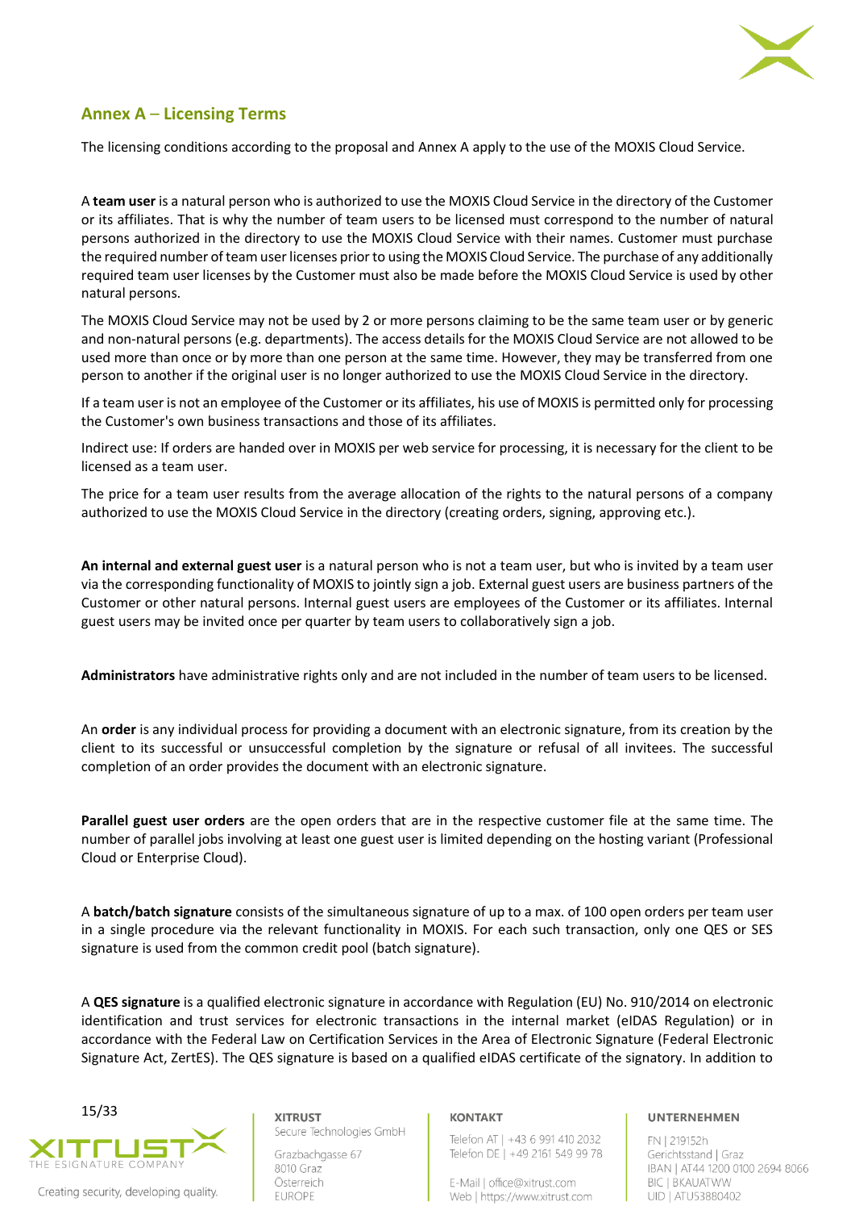## Annex A – Licensing Terms

The licensing conditions according to the proposal and Annex A apply to the use of the MOXIS Cloud Service.

A **team user** is a natural person who is authorized to use the MOXIS Cloud Service in the directory of the Customer or its affiliates. That is why the number of team users to be licensed must correspond to the number of natural persons authorized in the directory to use the MOXIS Cloud Service with their names. Customer must purchase the required number of team user licenses prior to using the MOXIS Cloud Service. The purchase of any additionally required team user licenses by the Customer must also be made before the MOXIS Cloud Service is used by other natural persons.

The MOXIS Cloud Service may not be used by 2 or more persons claiming to be the same team user or by generic and non-natural persons (e.g. departments). The access details for the MOXIS Cloud Service are not allowed to be used more than once or by more than one person at the same time. However, they may be transferred from one person to another if the original user is no longer authorized to use the MOXIS Cloud Service in the directory.

If a team user is not an employee of the Customer or its affiliates, his use of MOXIS is permitted only for processing the Customer's own business transactions and those of its affiliates.

Indirect use: If orders are handed over in MOXIS per web service for processing, it is necessary for the client to be licensed as a team user.

The price for a team user results from the average allocation of the rights to the natural persons of a company authorized to use the MOXIS Cloud Service in the directory (creating orders, signing, approving etc.).

**An internal and external guest user** is a natural person who is not a team user, but who is invited by a team user via the corresponding functionality of MOXIS to jointly sign a job. External guest users are business partners of the Customer or other natural persons. Internal guest users are employees of the Customer or its affiliates. Internal guest users may be invited once per quarter by team users to collaboratively sign a job.

**Administrators** have administrative rights only and are not included in the number of team users to be licensed.

An **order** is any individual process for providing a document with an electronic signature, from its creation by the client to its successful or unsuccessful completion by the signature or refusal of all invitees. The successful completion of an order provides the document with an electronic signature.

**Parallel guest user orders** are the open orders that are in the respective customer file at the same time. The number of parallel jobs involving at least one guest user is limited depending on the hosting variant (Professional Cloud or Enterprise Cloud).

A **batch/batch signature** consists of the simultaneous signature of up to a max. of 100 open orders per team user in a single procedure via the relevant functionality in MOXIS. For each such transaction, only one QES or SES signature is used from the common credit pool (batch signature).

A **QES signature** is a qualified electronic signature in accordance with Regulation (EU) No. 910/2014 on electronic identification and trust services for electronic transactions in the internal market (eIDAS Regulation) or in accordance with the Federal Law on Certification Services in the Area of Electronic Signature (Federal Electronic Signature Act, ZertES). The QES signature is based on a qualified eIDAS certificate of the signatory. In addition to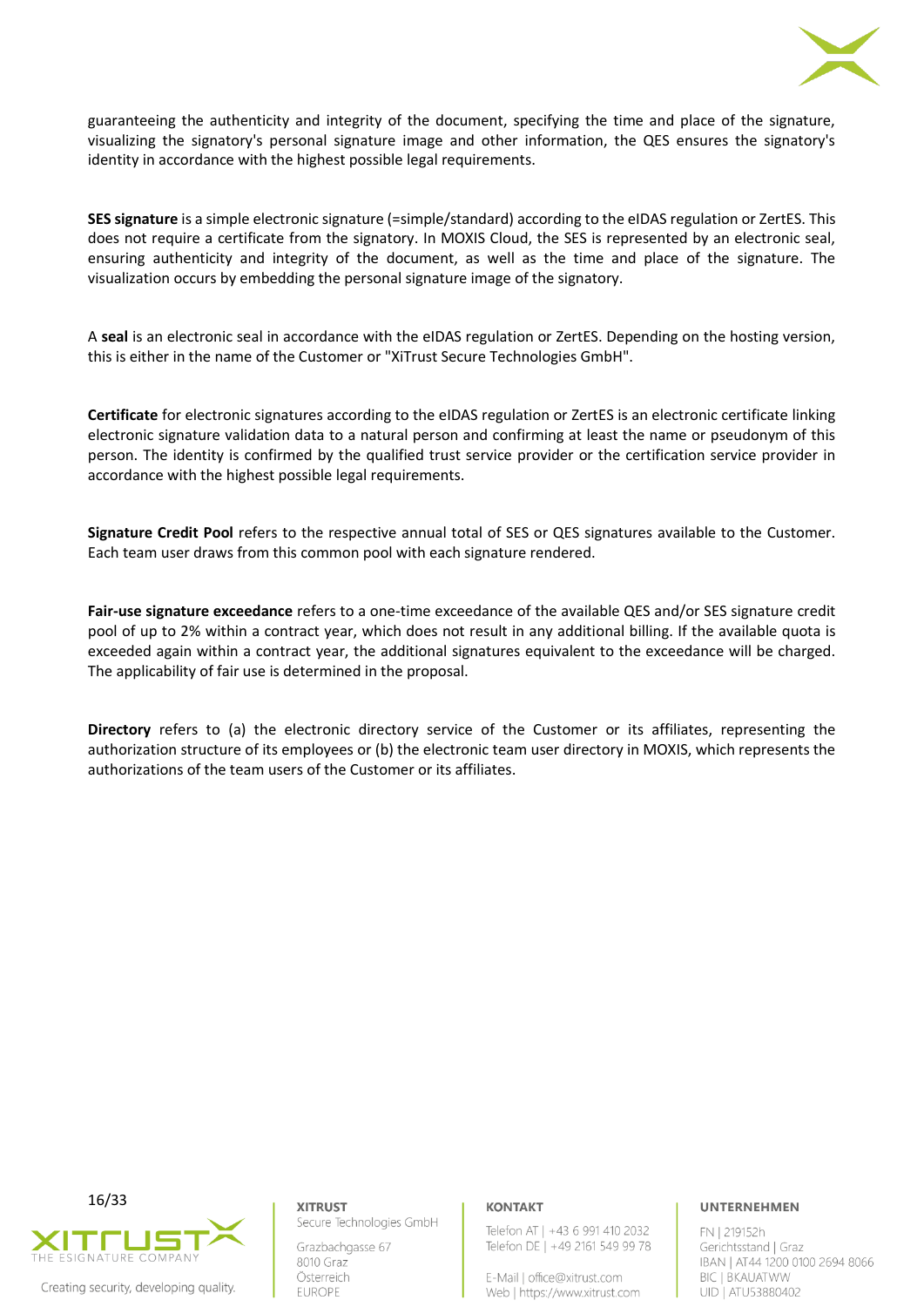guaranteeing the authenticity and integrity of the document, specifying the time and place of the signature, visualizing the signatory's personal signature image and other information, the QES ensures the signatory's identity in accordance with the highest possible legal requirements.

**SES signature** is a simple electronic signature (=simple/standard) according to the eIDAS regulation or ZertES. This does not require a certificate from the signatory. In MOXIS Cloud, the SES is represented by an electronic seal, ensuring authenticity and integrity of the document, as well as the time and place of the signature. The visualization occurs by embedding the personal signature image of the signatory.

A **seal** is an electronic seal in accordance with the eIDAS regulation or ZertES. Depending on the hosting version, this is either in the name of the Customer or "XiTrust Secure Technologies GmbH".

**Certificate** for electronic signatures according to the eIDAS regulation or ZertES is an electronic certificate linking electronic signature validation data to a natural person and confirming at least the name or pseudonym of this person. The identity is confirmed by the qualified trust service provider or the certification service provider in accordance with the highest possible legal requirements.

**Signature Credit Pool** refers to the respective annual total of SES or QES signatures available to the Customer. Each team user draws from this common pool with each signature rendered.

**Fair-use signature exceedance** refers to a one-time exceedance of the available QES and/or SES signature credit pool of up to 2% within a contract year, which does not result in any additional billing. If the available quota is exceeded again within a contract year, the additional signatures equivalent to the exceedance will be charged. The applicability of fair use is determined in the proposal.

**Directory** refers to (a) the electronic directory service of the Customer or its affiliates, representing the authorization structure of its employees or (b) the electronic team user directory in MOXIS, which represents the authorizations of the team users of the Customer or its affiliates.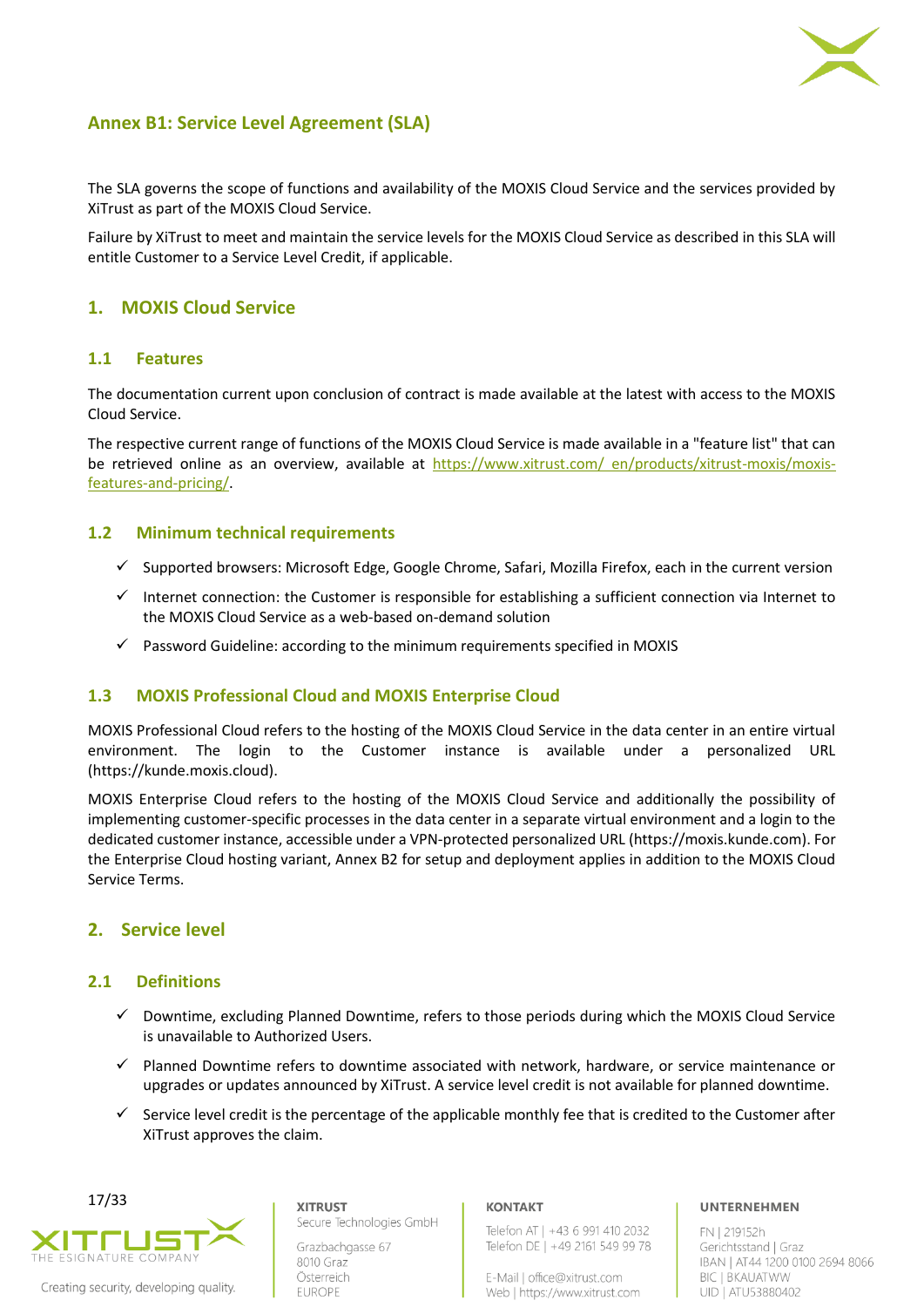## Annex B1: Service Level Agreement (SLA)

The SLA governs the scope of functions and availability of the MOXIS Cloud Service and the services provided by XiTrust as part of the MOXIS Cloud Service.

Failure by XiTrust to meet and maintain the service levels for the MOXIS Cloud Service as described in this SLA will entitle Customer to a Service Level Credit, if applicable.

## 1. MOXIS Cloud Service

### 1.1 Features

The documentation current upon conclusion of contract is made available at the latest with access to the MOXIS Cloud Service.

The respective current range of functions of the MOXIS Cloud Service is made available in a "feature list" that can be retrieved online as an overview, available at https://www.xitrust.com/_en/products/xitrust-moxis/moxis-features-and-pricing/.

### 1.2 Minimum technical requirements

- ✓ Supported browsers: Microsoft Edge, Google Chrome, Safari, Mozilla Firefox, each in the current version
- ✓ Internet connection: the Customer is responsible for establishing a sufficient connection via Internet to the MOXIS Cloud Service as a web-based on-demand solution
- ✓ Password Guideline: according to the minimum requirements specified in MOXIS

### 1.3 MOXIS Professional Cloud and MOXIS Enterprise Cloud

MOXIS Professional Cloud refers to the hosting of the MOXIS Cloud Service in the data center in an entire virtual environment. The login to the Customer instance is available under a personalized URL (https://kunde.moxis.cloud).

MOXIS Enterprise Cloud refers to the hosting of the MOXIS Cloud Service and additionally the possibility of implementing customer-specific processes in the data center in a separate virtual environment and a login to the dedicated customer instance, accessible under a VPN-protected personalized URL (https://moxis.kunde.com). For the Enterprise Cloud hosting variant, Annex B2 for setup and deployment applies in addition to the MOXIS Cloud Service Terms.

## 2. Service level

### 2.1 Definitions

- ✓ Downtime, excluding Planned Downtime, refers to those periods during which the MOXIS Cloud Service is unavailable to Authorized Users.
- ✓ Planned Downtime refers to downtime associated with network, hardware, or service maintenance or upgrades or updates announced by XiTrust. A service level credit is not available for planned downtime.
- ✓ Service level credit is the percentage of the applicable monthly fee that is credited to the Customer after XiTrust approves the claim.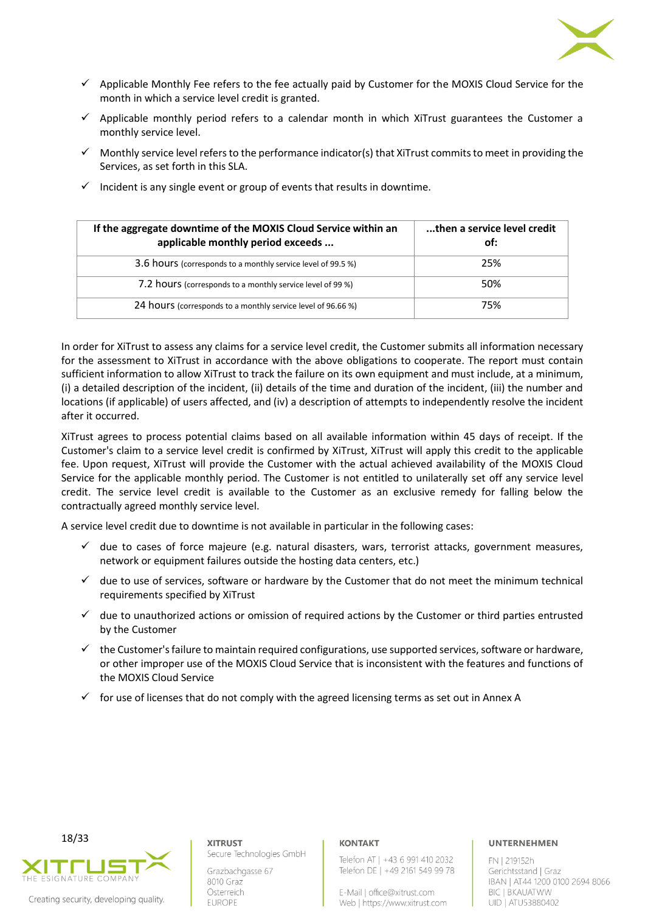- ✓ Applicable Monthly Fee refers to the fee actually paid by Customer for the MOXIS Cloud Service for the month in which a service level credit is granted.
- ✓ Applicable monthly period refers to a calendar month in which XiTrust guarantees the Customer a monthly service level.
- ✓ Monthly service level refers to the performance indicator(s) that XiTrust commits to meet in providing the Services, as set forth in this SLA.
- ✓ Incident is any single event or group of events that results in downtime.

| If the aggregate downtime of the MOXIS Cloud Service within an applicable monthly period exceeds ... | ...then a service level credit of: |
|---|---|
| 3.6 hours (corresponds to a monthly service level of 99.5 %) | 25% |
| 7.2 hours (corresponds to a monthly service level of 99 %) | 50% |
| 24 hours (corresponds to a monthly service level of 96.66 %) | 75% |

In order for XiTrust to assess any claims for a service level credit, the Customer submits all information necessary for the assessment to XiTrust in accordance with the above obligations to cooperate. The report must contain sufficient information to allow XiTrust to track the failure on its own equipment and must include, at a minimum, (i) a detailed description of the incident, (ii) details of the time and duration of the incident, (iii) the number and locations (if applicable) of users affected, and (iv) a description of attempts to independently resolve the incident after it occurred.

XiTrust agrees to process potential claims based on all available information within 45 days of receipt. If the Customer's claim to a service level credit is confirmed by XiTrust, XiTrust will apply this credit to the applicable fee. Upon request, XiTrust will provide the Customer with the actual achieved availability of the MOXIS Cloud Service for the applicable monthly period. The Customer is not entitled to unilaterally set off any service level credit. The service level credit is available to the Customer as an exclusive remedy for falling below the contractually agreed monthly service level.

A service level credit due to downtime is not available in particular in the following cases:

- ✓ due to cases of force majeure (e.g. natural disasters, wars, terrorist attacks, government measures, network or equipment failures outside the hosting data centers, etc.)
- ✓ due to use of services, software or hardware by the Customer that do not meet the minimum technical requirements specified by XiTrust
- ✓ due to unauthorized actions or omission of required actions by the Customer or third parties entrusted by the Customer
- ✓ the Customer's failure to maintain required configurations, use supported services, software or hardware, or other improper use of the MOXIS Cloud Service that is inconsistent with the features and functions of the MOXIS Cloud Service
- ✓ for use of licenses that do not comply with the agreed licensing terms as set out in Annex A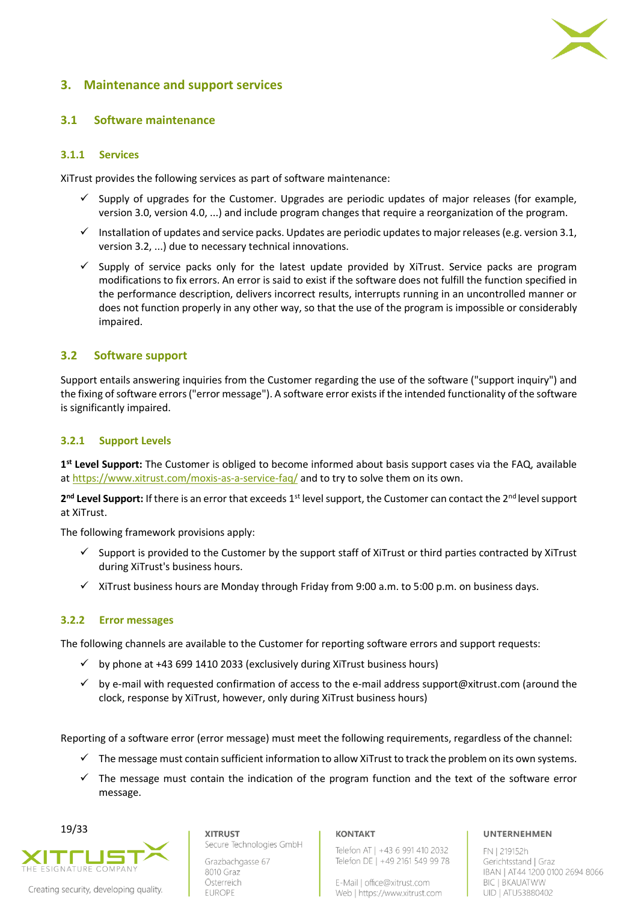# 3. Maintenance and support services

## 3.1 Software maintenance

### 3.1.1 Services

XiTrust provides the following services as part of software maintenance:

- ✓ Supply of upgrades for the Customer. Upgrades are periodic updates of major releases (for example, version 3.0, version 4.0, ...) and include program changes that require a reorganization of the program.
- ✓ Installation of updates and service packs. Updates are periodic updates to major releases (e.g. version 3.1, version 3.2, ...) due to necessary technical innovations.
- ✓ Supply of service packs only for the latest update provided by XiTrust. Service packs are program modifications to fix errors. An error is said to exist if the software does not fulfill the function specified in the performance description, delivers incorrect results, interrupts running in an uncontrolled manner or does not function properly in any other way, so that the use of the program is impossible or considerably impaired.

## 3.2 Software support

Support entails answering inquiries from the Customer regarding the use of the software ("support inquiry") and the fixing of software errors ("error message"). A software error exists if the intended functionality of the software is significantly impaired.

### 3.2.1 Support Levels

**1st Level Support:** The Customer is obliged to become informed about basis support cases via the FAQ, available at https://www.xitrust.com/moxis-as-a-service-faq/ and to try to solve them on its own.

**2nd Level Support:** If there is an error that exceeds 1st level support, the Customer can contact the 2nd level support at XiTrust.

The following framework provisions apply:

- ✓ Support is provided to the Customer by the support staff of XiTrust or third parties contracted by XiTrust during XiTrust's business hours.
- ✓ XiTrust business hours are Monday through Friday from 9:00 a.m. to 5:00 p.m. on business days.

### 3.2.2 Error messages

The following channels are available to the Customer for reporting software errors and support requests:

- ✓ by phone at +43 699 1410 2033 (exclusively during XiTrust business hours)
- ✓ by e-mail with requested confirmation of access to the e-mail address support@xitrust.com (around the clock, response by XiTrust, however, only during XiTrust business hours)

Reporting of a software error (error message) must meet the following requirements, regardless of the channel:

- ✓ The message must contain sufficient information to allow XiTrust to track the problem on its own systems.
- ✓ The message must contain the indication of the program function and the text of the software error message.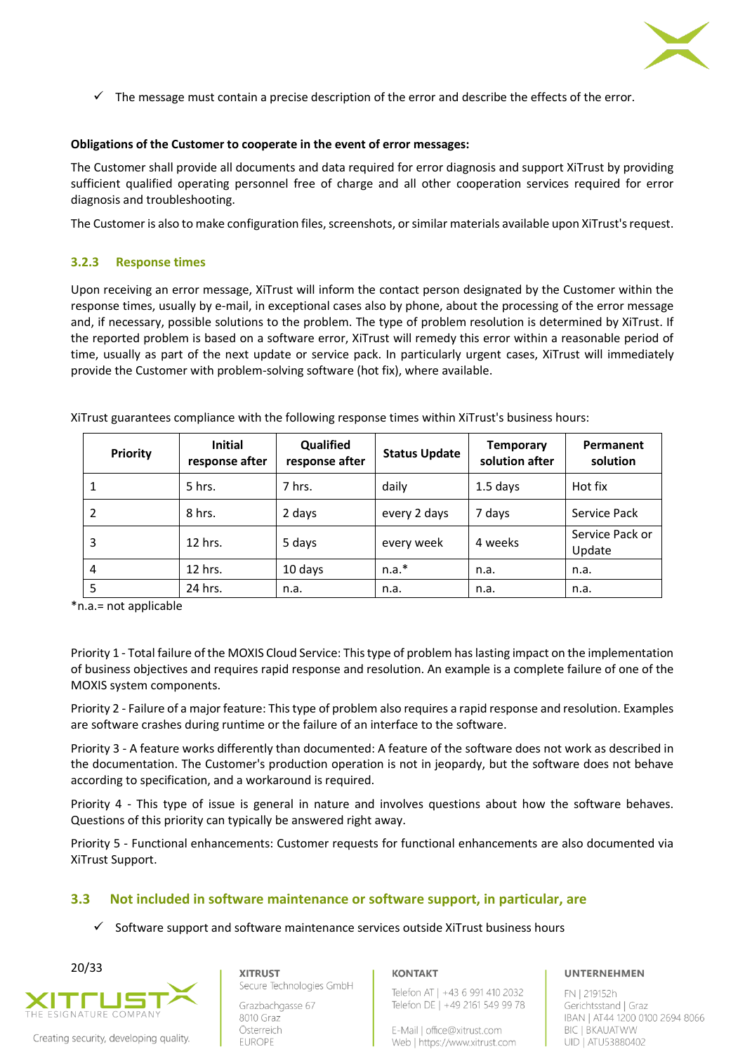- ✓ The message must contain a precise description of the error and describe the effects of the error.

**Obligations of the Customer to cooperate in the event of error messages:**

The Customer shall provide all documents and data required for error diagnosis and support XiTrust by providing sufficient qualified operating personnel free of charge and all other cooperation services required for error diagnosis and troubleshooting.

The Customer is also to make configuration files, screenshots, or similar materials available upon XiTrust's request.

### 3.2.3 Response times

Upon receiving an error message, XiTrust will inform the contact person designated by the Customer within the response times, usually by e-mail, in exceptional cases also by phone, about the processing of the error message and, if necessary, possible solutions to the problem. The type of problem resolution is determined by XiTrust. If the reported problem is based on a software error, XiTrust will remedy this error within a reasonable period of time, usually as part of the next update or service pack. In particularly urgent cases, XiTrust will immediately provide the Customer with problem-solving software (hot fix), where available.

XiTrust guarantees compliance with the following response times within XiTrust's business hours:

| Priority | Initial response after | Qualified response after | Status Update | Temporary solution after | Permanent solution |
|---|---|---|---|---|---|
| 1 | 5 hrs. | 7 hrs. | daily | 1.5 days | Hot fix |
| 2 | 8 hrs. | 2 days | every 2 days | 7 days | Service Pack |
| 3 | 12 hrs. | 5 days | every week | 4 weeks | Service Pack or Update |
| 4 | 12 hrs. | 10 days | n.a.* | n.a. | n.a. |
| 5 | 24 hrs. | n.a. | n.a. | n.a. | n.a. |

*n.a.= not applicable

Priority 1 - Total failure of the MOXIS Cloud Service: This type of problem has lasting impact on the implementation of business objectives and requires rapid response and resolution. An example is a complete failure of one of the MOXIS system components.

Priority 2 - Failure of a major feature: This type of problem also requires a rapid response and resolution. Examples are software crashes during runtime or the failure of an interface to the software.

Priority 3 - A feature works differently than documented: A feature of the software does not work as described in the documentation. The Customer's production operation is not in jeopardy, but the software does not behave according to specification, and a workaround is required.

Priority 4 - This type of issue is general in nature and involves questions about how the software behaves. Questions of this priority can typically be answered right away.

Priority 5 - Functional enhancements: Customer requests for functional enhancements are also documented via XiTrust Support.

## 3.3 Not included in software maintenance or software support, in particular, are

- ✓ Software support and software maintenance services outside XiTrust business hours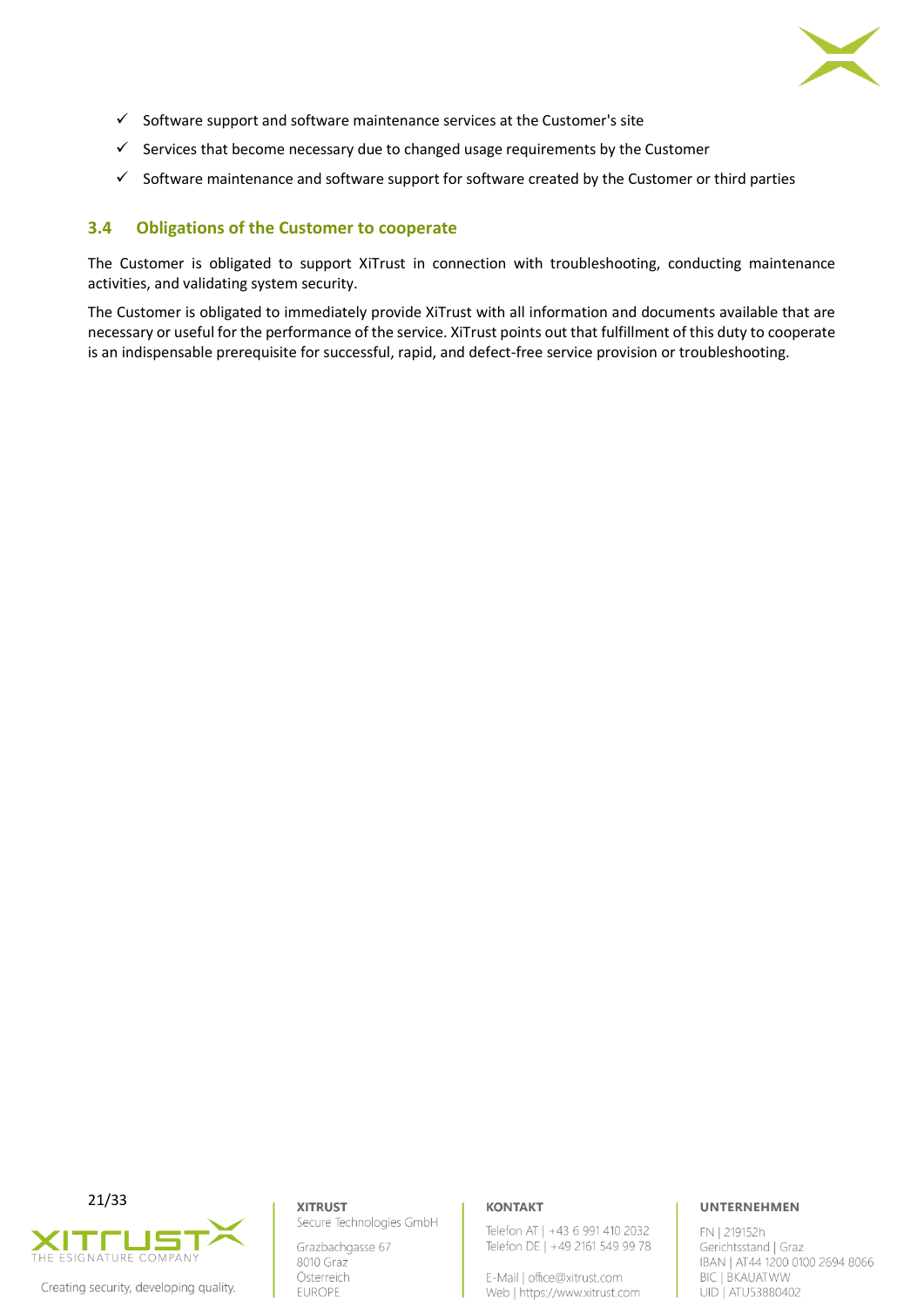- ✓ Software support and software maintenance services at the Customer's site
- ✓ Services that become necessary due to changed usage requirements by the Customer
- ✓ Software maintenance and software support for software created by the Customer or third parties

### 3.4 Obligations of the Customer to cooperate

The Customer is obligated to support XiTrust in connection with troubleshooting, conducting maintenance activities, and validating system security.

The Customer is obligated to immediately provide XiTrust with all information and documents available that are necessary or useful for the performance of the service. XiTrust points out that fulfillment of this duty to cooperate is an indispensable prerequisite for successful, rapid, and defect-free service provision or troubleshooting.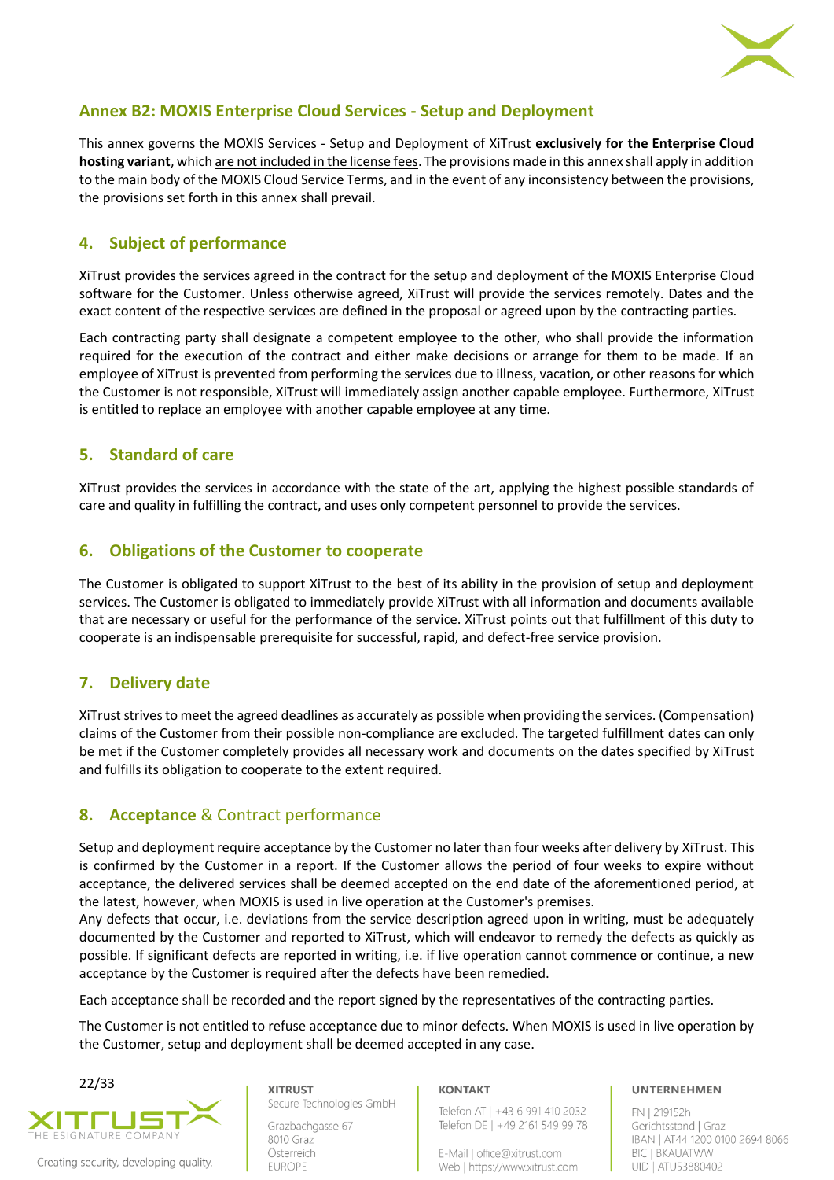## Annex B2: MOXIS Enterprise Cloud Services - Setup and Deployment

This annex governs the MOXIS Services - Setup and Deployment of XiTrust **exclusively for the Enterprise Cloud hosting variant**, which are not included in the license fees. The provisions made in this annex shall apply in addition to the main body of the MOXIS Cloud Service Terms, and in the event of any inconsistency between the provisions, the provisions set forth in this annex shall prevail.

### 4. Subject of performance

XiTrust provides the services agreed in the contract for the setup and deployment of the MOXIS Enterprise Cloud software for the Customer. Unless otherwise agreed, XiTrust will provide the services remotely. Dates and the exact content of the respective services are defined in the proposal or agreed upon by the contracting parties.

Each contracting party shall designate a competent employee to the other, who shall provide the information required for the execution of the contract and either make decisions or arrange for them to be made. If an employee of XiTrust is prevented from performing the services due to illness, vacation, or other reasons for which the Customer is not responsible, XiTrust will immediately assign another capable employee. Furthermore, XiTrust is entitled to replace an employee with another capable employee at any time.

### 5. Standard of care

XiTrust provides the services in accordance with the state of the art, applying the highest possible standards of care and quality in fulfilling the contract, and uses only competent personnel to provide the services.

### 6. Obligations of the Customer to cooperate

The Customer is obligated to support XiTrust to the best of its ability in the provision of setup and deployment services. The Customer is obligated to immediately provide XiTrust with all information and documents available that are necessary or useful for the performance of the service. XiTrust points out that fulfillment of this duty to cooperate is an indispensable prerequisite for successful, rapid, and defect-free service provision.

### 7. Delivery date

XiTrust strives to meet the agreed deadlines as accurately as possible when providing the services. (Compensation) claims of the Customer from their possible non-compliance are excluded. The targeted fulfillment dates can only be met if the Customer completely provides all necessary work and documents on the dates specified by XiTrust and fulfills its obligation to cooperate to the extent required.

### 8. Acceptance & Contract performance

Setup and deployment require acceptance by the Customer no later than four weeks after delivery by XiTrust. This is confirmed by the Customer in a report. If the Customer allows the period of four weeks to expire without acceptance, the delivered services shall be deemed accepted on the end date of the aforementioned period, at the latest, however, when MOXIS is used in live operation at the Customer's premises.
Any defects that occur, i.e. deviations from the service description agreed upon in writing, must be adequately documented by the Customer and reported to XiTrust, which will endeavor to remedy the defects as quickly as possible. If significant defects are reported in writing, i.e. if live operation cannot commence or continue, a new acceptance by the Customer is required after the defects have been remedied.

Each acceptance shall be recorded and the report signed by the representatives of the contracting parties.

The Customer is not entitled to refuse acceptance due to minor defects. When MOXIS is used in live operation by the Customer, setup and deployment shall be deemed accepted in any case.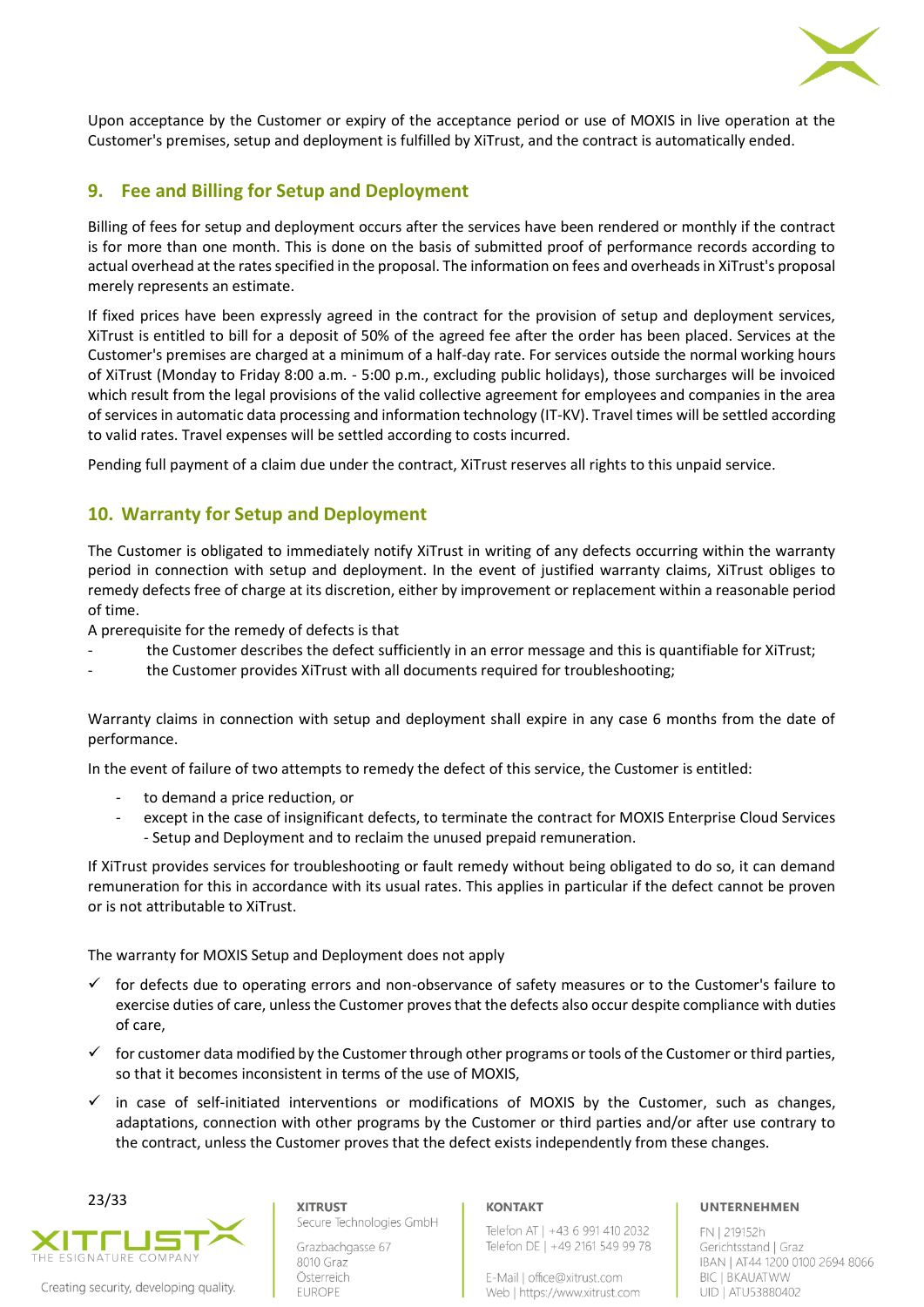Upon acceptance by the Customer or expiry of the acceptance period or use of MOXIS in live operation at the Customer's premises, setup and deployment is fulfilled by XiTrust, and the contract is automatically ended.

## 9. Fee and Billing for Setup and Deployment

Billing of fees for setup and deployment occurs after the services have been rendered or monthly if the contract is for more than one month. This is done on the basis of submitted proof of performance records according to actual overhead at the rates specified in the proposal. The information on fees and overheads in XiTrust's proposal merely represents an estimate.

If fixed prices have been expressly agreed in the contract for the provision of setup and deployment services, XiTrust is entitled to bill for a deposit of 50% of the agreed fee after the order has been placed. Services at the Customer's premises are charged at a minimum of a half-day rate. For services outside the normal working hours of XiTrust (Monday to Friday 8:00 a.m. - 5:00 p.m., excluding public holidays), those surcharges will be invoiced which result from the legal provisions of the valid collective agreement for employees and companies in the area of services in automatic data processing and information technology (IT-KV). Travel times will be settled according to valid rates. Travel expenses will be settled according to costs incurred.

Pending full payment of a claim due under the contract, XiTrust reserves all rights to this unpaid service.

## 10. Warranty for Setup and Deployment

The Customer is obligated to immediately notify XiTrust in writing of any defects occurring within the warranty period in connection with setup and deployment. In the event of justified warranty claims, XiTrust obliges to remedy defects free of charge at its discretion, either by improvement or replacement within a reasonable period of time.

A prerequisite for the remedy of defects is that

- the Customer describes the defect sufficiently in an error message and this is quantifiable for XiTrust;
- the Customer provides XiTrust with all documents required for troubleshooting;

Warranty claims in connection with setup and deployment shall expire in any case 6 months from the date of performance.

In the event of failure of two attempts to remedy the defect of this service, the Customer is entitled:

- to demand a price reduction, or
- except in the case of insignificant defects, to terminate the contract for MOXIS Enterprise Cloud Services - Setup and Deployment and to reclaim the unused prepaid remuneration.

If XiTrust provides services for troubleshooting or fault remedy without being obligated to do so, it can demand remuneration for this in accordance with its usual rates. This applies in particular if the defect cannot be proven or is not attributable to XiTrust.

The warranty for MOXIS Setup and Deployment does not apply

- ✓ for defects due to operating errors and non-observance of safety measures or to the Customer's failure to exercise duties of care, unless the Customer proves that the defects also occur despite compliance with duties of care,
- ✓ for customer data modified by the Customer through other programs or tools of the Customer or third parties, so that it becomes inconsistent in terms of the use of MOXIS,
- ✓ in case of self-initiated interventions or modifications of MOXIS by the Customer, such as changes, adaptations, connection with other programs by the Customer or third parties and/or after use contrary to the contract, unless the Customer proves that the defect exists independently from these changes.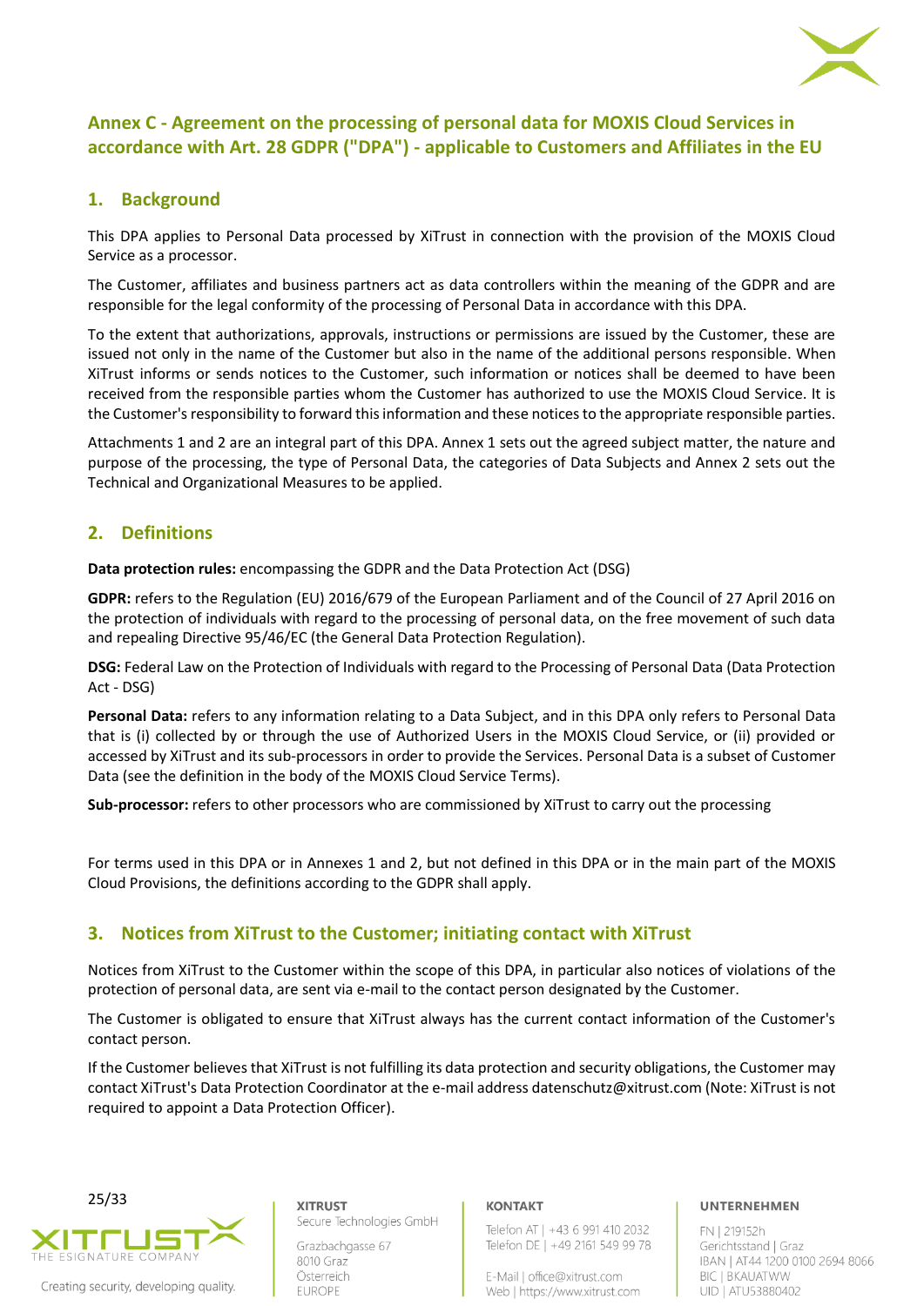# Annex C - Agreement on the processing of personal data for MOXIS Cloud Services in accordance with Art. 28 GDPR ("DPA") - applicable to Customers and Affiliates in the EU

## 1. Background

This DPA applies to Personal Data processed by XiTrust in connection with the provision of the MOXIS Cloud Service as a processor.

The Customer, affiliates and business partners act as data controllers within the meaning of the GDPR and are responsible for the legal conformity of the processing of Personal Data in accordance with this DPA.

To the extent that authorizations, approvals, instructions or permissions are issued by the Customer, these are issued not only in the name of the Customer but also in the name of the additional persons responsible. When XiTrust informs or sends notices to the Customer, such information or notices shall be deemed to have been received from the responsible parties whom the Customer has authorized to use the MOXIS Cloud Service. It is the Customer's responsibility to forward this information and these notices to the appropriate responsible parties.

Attachments 1 and 2 are an integral part of this DPA. Annex 1 sets out the agreed subject matter, the nature and purpose of the processing, the type of Personal Data, the categories of Data Subjects and Annex 2 sets out the Technical and Organizational Measures to be applied.

## 2. Definitions

**Data protection rules:** encompassing the GDPR and the Data Protection Act (DSG)

**GDPR:** refers to the Regulation (EU) 2016/679 of the European Parliament and of the Council of 27 April 2016 on the protection of individuals with regard to the processing of personal data, on the free movement of such data and repealing Directive 95/46/EC (the General Data Protection Regulation).

**DSG:** Federal Law on the Protection of Individuals with regard to the Processing of Personal Data (Data Protection Act - DSG)

**Personal Data:** refers to any information relating to a Data Subject, and in this DPA only refers to Personal Data that is (i) collected by or through the use of Authorized Users in the MOXIS Cloud Service, or (ii) provided or accessed by XiTrust and its sub-processors in order to provide the Services. Personal Data is a subset of Customer Data (see the definition in the body of the MOXIS Cloud Service Terms).

**Sub-processor:** refers to other processors who are commissioned by XiTrust to carry out the processing

For terms used in this DPA or in Annexes 1 and 2, but not defined in this DPA or in the main part of the MOXIS Cloud Provisions, the definitions according to the GDPR shall apply.

## 3. Notices from XiTrust to the Customer; initiating contact with XiTrust

Notices from XiTrust to the Customer within the scope of this DPA, in particular also notices of violations of the protection of personal data, are sent via e-mail to the contact person designated by the Customer.

The Customer is obligated to ensure that XiTrust always has the current contact information of the Customer's contact person.

If the Customer believes that XiTrust is not fulfilling its data protection and security obligations, the Customer may contact XiTrust's Data Protection Coordinator at the e-mail address datenschutz@xitrust.com (Note: XiTrust is not required to appoint a Data Protection Officer).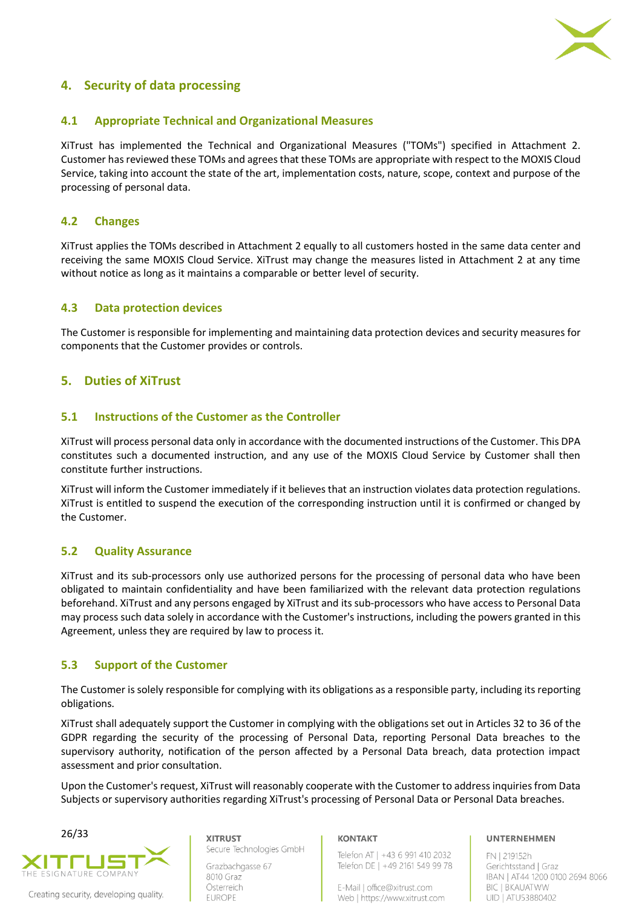## 4. Security of data processing

### 4.1 Appropriate Technical and Organizational Measures

XiTrust has implemented the Technical and Organizational Measures ("TOMs") specified in Attachment 2. Customer has reviewed these TOMs and agrees that these TOMs are appropriate with respect to the MOXIS Cloud Service, taking into account the state of the art, implementation costs, nature, scope, context and purpose of the processing of personal data.

### 4.2 Changes

XiTrust applies the TOMs described in Attachment 2 equally to all customers hosted in the same data center and receiving the same MOXIS Cloud Service. XiTrust may change the measures listed in Attachment 2 at any time without notice as long as it maintains a comparable or better level of security.

### 4.3 Data protection devices

The Customer is responsible for implementing and maintaining data protection devices and security measures for components that the Customer provides or controls.

## 5. Duties of XiTrust

### 5.1 Instructions of the Customer as the Controller

XiTrust will process personal data only in accordance with the documented instructions of the Customer. This DPA constitutes such a documented instruction, and any use of the MOXIS Cloud Service by Customer shall then constitute further instructions.

XiTrust will inform the Customer immediately if it believes that an instruction violates data protection regulations. XiTrust is entitled to suspend the execution of the corresponding instruction until it is confirmed or changed by the Customer.

### 5.2 Quality Assurance

XiTrust and its sub-processors only use authorized persons for the processing of personal data who have been obligated to maintain confidentiality and have been familiarized with the relevant data protection regulations beforehand. XiTrust and any persons engaged by XiTrust and its sub-processors who have access to Personal Data may process such data solely in accordance with the Customer's instructions, including the powers granted in this Agreement, unless they are required by law to process it.

### 5.3 Support of the Customer

The Customer is solely responsible for complying with its obligations as a responsible party, including its reporting obligations.

XiTrust shall adequately support the Customer in complying with the obligations set out in Articles 32 to 36 of the GDPR regarding the security of the processing of Personal Data, reporting Personal Data breaches to the supervisory authority, notification of the person affected by a Personal Data breach, data protection impact assessment and prior consultation.

Upon the Customer's request, XiTrust will reasonably cooperate with the Customer to address inquiries from Data Subjects or supervisory authorities regarding XiTrust's processing of Personal Data or Personal Data breaches.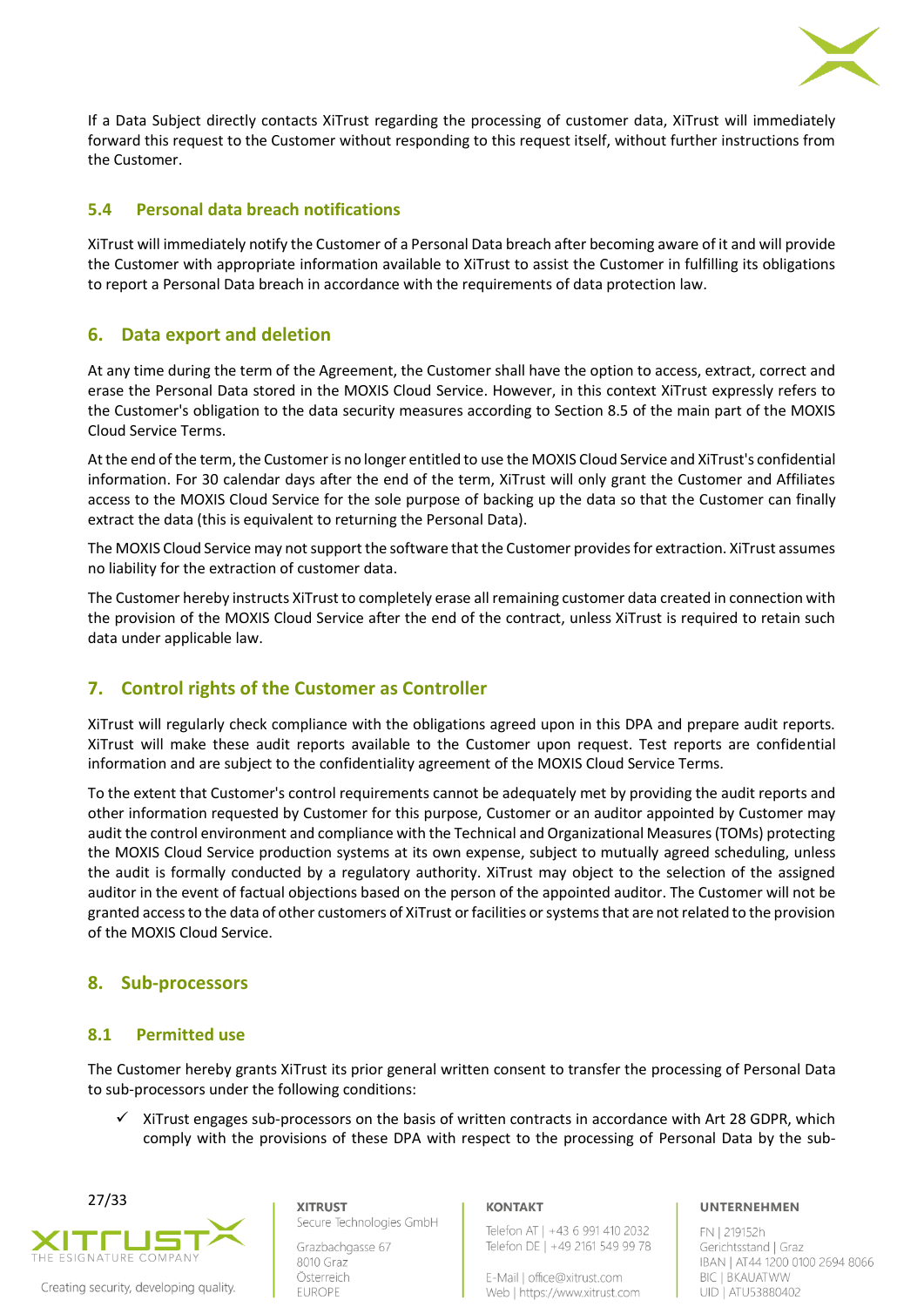If a Data Subject directly contacts XiTrust regarding the processing of customer data, XiTrust will immediately forward this request to the Customer without responding to this request itself, without further instructions from the Customer.

### 5.4 Personal data breach notifications

XiTrust will immediately notify the Customer of a Personal Data breach after becoming aware of it and will provide the Customer with appropriate information available to XiTrust to assist the Customer in fulfilling its obligations to report a Personal Data breach in accordance with the requirements of data protection law.

## 6. Data export and deletion

At any time during the term of the Agreement, the Customer shall have the option to access, extract, correct and erase the Personal Data stored in the MOXIS Cloud Service. However, in this context XiTrust expressly refers to the Customer's obligation to the data security measures according to Section 8.5 of the main part of the MOXIS Cloud Service Terms.

At the end of the term, the Customer is no longer entitled to use the MOXIS Cloud Service and XiTrust's confidential information. For 30 calendar days after the end of the term, XiTrust will only grant the Customer and Affiliates access to the MOXIS Cloud Service for the sole purpose of backing up the data so that the Customer can finally extract the data (this is equivalent to returning the Personal Data).

The MOXIS Cloud Service may not support the software that the Customer provides for extraction. XiTrust assumes no liability for the extraction of customer data.

The Customer hereby instructs XiTrust to completely erase all remaining customer data created in connection with the provision of the MOXIS Cloud Service after the end of the contract, unless XiTrust is required to retain such data under applicable law.

## 7. Control rights of the Customer as Controller

XiTrust will regularly check compliance with the obligations agreed upon in this DPA and prepare audit reports. XiTrust will make these audit reports available to the Customer upon request. Test reports are confidential information and are subject to the confidentiality agreement of the MOXIS Cloud Service Terms.

To the extent that Customer's control requirements cannot be adequately met by providing the audit reports and other information requested by Customer for this purpose, Customer or an auditor appointed by Customer may audit the control environment and compliance with the Technical and Organizational Measures (TOMs) protecting the MOXIS Cloud Service production systems at its own expense, subject to mutually agreed scheduling, unless the audit is formally conducted by a regulatory authority. XiTrust may object to the selection of the assigned auditor in the event of factual objections based on the person of the appointed auditor. The Customer will not be granted access to the data of other customers of XiTrust or facilities or systems that are not related to the provision of the MOXIS Cloud Service.

## 8. Sub-processors

### 8.1 Permitted use

The Customer hereby grants XiTrust its prior general written consent to transfer the processing of Personal Data to sub-processors under the following conditions:

- ✓ XiTrust engages sub-processors on the basis of written contracts in accordance with Art 28 GDPR, which comply with the provisions of these DPA with respect to the processing of Personal Data by the sub-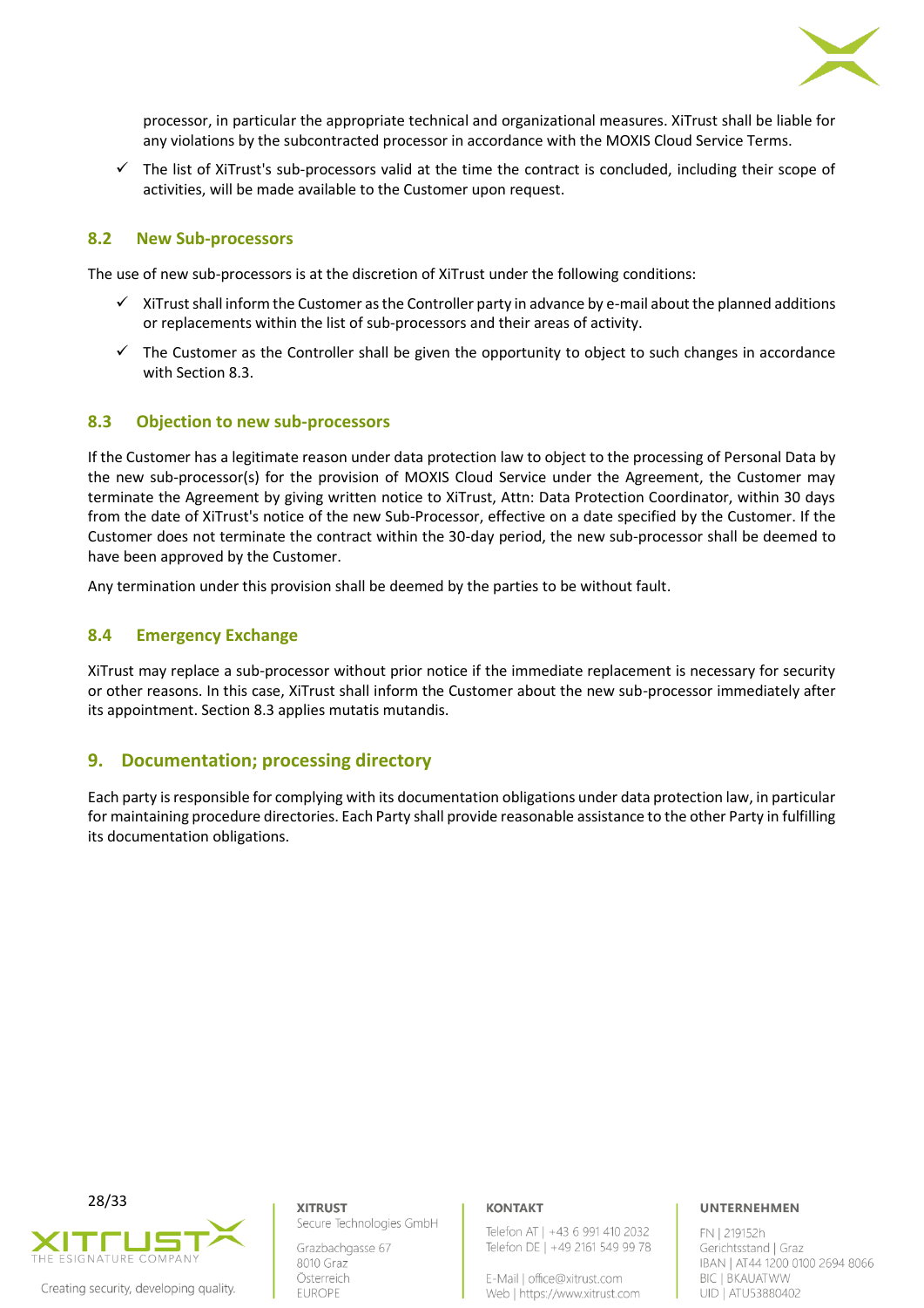- ✓ processor, in particular the appropriate technical and organizational measures. XiTrust shall be liable for any violations by the subcontracted processor in accordance with the MOXIS Cloud Service Terms.
- ✓ The list of XiTrust's sub-processors valid at the time the contract is concluded, including their scope of activities, will be made available to the Customer upon request.

### 8.2 New Sub-processors

The use of new sub-processors is at the discretion of XiTrust under the following conditions:

- ✓ XiTrust shall inform the Customer as the Controller party in advance by e-mail about the planned additions or replacements within the list of sub-processors and their areas of activity.
- ✓ The Customer as the Controller shall be given the opportunity to object to such changes in accordance with Section 8.3.

### 8.3 Objection to new sub-processors

If the Customer has a legitimate reason under data protection law to object to the processing of Personal Data by the new sub-processor(s) for the provision of MOXIS Cloud Service under the Agreement, the Customer may terminate the Agreement by giving written notice to XiTrust, Attn: Data Protection Coordinator, within 30 days from the date of XiTrust's notice of the new Sub-Processor, effective on a date specified by the Customer. If the Customer does not terminate the contract within the 30-day period, the new sub-processor shall be deemed to have been approved by the Customer.

Any termination under this provision shall be deemed by the parties to be without fault.

### 8.4 Emergency Exchange

XiTrust may replace a sub-processor without prior notice if the immediate replacement is necessary for security or other reasons. In this case, XiTrust shall inform the Customer about the new sub-processor immediately after its appointment. Section 8.3 applies mutatis mutandis.

## 9. Documentation; processing directory

Each party is responsible for complying with its documentation obligations under data protection law, in particular for maintaining procedure directories. Each Party shall provide reasonable assistance to the other Party in fulfilling its documentation obligations.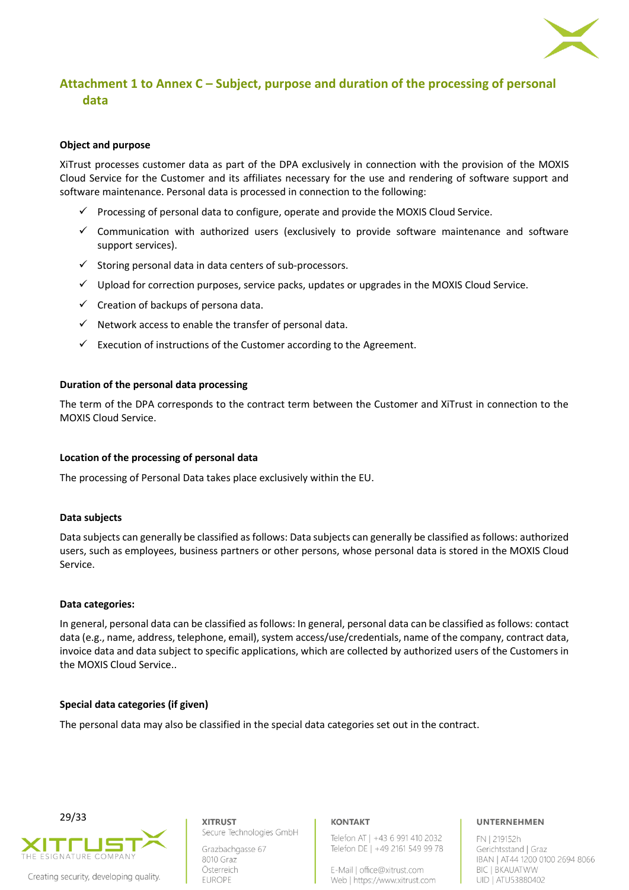## Attachment 1 to Annex C – Subject, purpose and duration of the processing of personal data

**Object and purpose**

XiTrust processes customer data as part of the DPA exclusively in connection with the provision of the MOXIS Cloud Service for the Customer and its affiliates necessary for the use and rendering of software support and software maintenance. Personal data is processed in connection to the following:

- ✓ Processing of personal data to configure, operate and provide the MOXIS Cloud Service.
- ✓ Communication with authorized users (exclusively to provide software maintenance and software support services).
- ✓ Storing personal data in data centers of sub-processors.
- ✓ Upload for correction purposes, service packs, updates or upgrades in the MOXIS Cloud Service.
- ✓ Creation of backups of persona data.
- ✓ Network access to enable the transfer of personal data.
- ✓ Execution of instructions of the Customer according to the Agreement.

**Duration of the personal data processing**

The term of the DPA corresponds to the contract term between the Customer and XiTrust in connection to the MOXIS Cloud Service.

**Location of the processing of personal data**

The processing of Personal Data takes place exclusively within the EU.

**Data subjects**

Data subjects can generally be classified as follows: Data subjects can generally be classified as follows: authorized users, such as employees, business partners or other persons, whose personal data is stored in the MOXIS Cloud Service.

**Data categories:**

In general, personal data can be classified as follows: In general, personal data can be classified as follows: contact data (e.g., name, address, telephone, email), system access/use/credentials, name of the company, contract data, invoice data and data subject to specific applications, which are collected by authorized users of the Customers in the MOXIS Cloud Service..

**Special data categories (if given)**

The personal data may also be classified in the special data categories set out in the contract.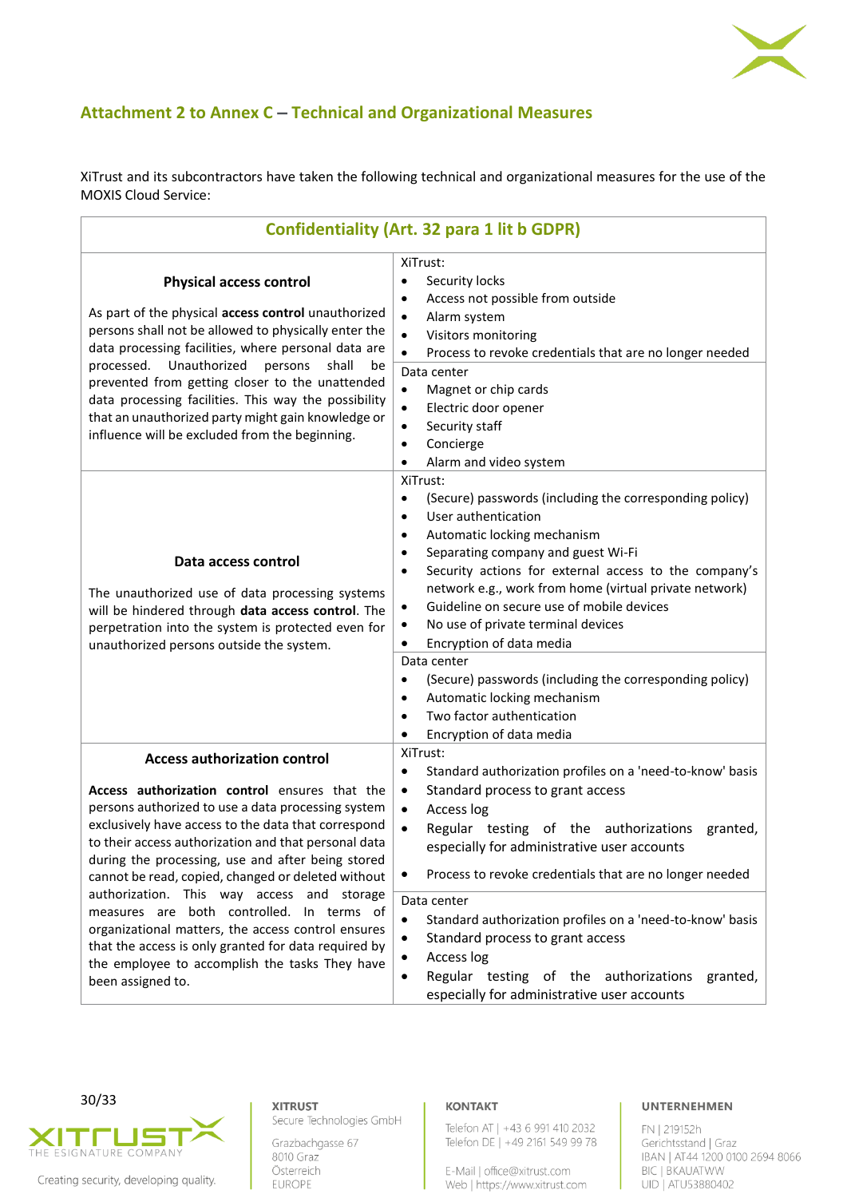## Attachment 2 to Annex C – Technical and Organizational Measures

XiTrust and its subcontractors have taken the following technical and organizational measures for the use of the MOXIS Cloud Service:

| Confidentiality (Art. 32 para 1 lit b GDPR) | |
|---|---|
| **Physical access control**<br><br>As part of the physical **access control** unauthorized persons shall not be allowed to physically enter the data processing facilities, where personal data are processed. Unauthorized persons shall be prevented from getting closer to the unattended data processing facilities. This way the possibility that an unauthorized party might gain knowledge or influence will be excluded from the beginning. | XiTrust:<br>• Security locks<br>• Access not possible from outside<br>• Alarm system<br>• Visitors monitoring<br>• Process to revoke credentials that are no longer needed<br><br>Data center<br>• Magnet or chip cards<br>• Electric door opener<br>• Security staff<br>• Concierge<br>• Alarm and video system |
| **Data access control**<br><br>The unauthorized use of data processing systems will be hindered through **data access control**. The perpetration into the system is protected even for unauthorized persons outside the system. | XiTrust:<br>• (Secure) passwords (including the corresponding policy)<br>• User authentication<br>• Automatic locking mechanism<br>• Separating company and guest Wi-Fi<br>• Security actions for external access to the company's network e.g., work from home (virtual private network)<br>• Guideline on secure use of mobile devices<br>• No use of private terminal devices<br>• Encryption of data media<br><br>Data center<br>• (Secure) passwords (including the corresponding policy)<br>• Automatic locking mechanism<br>• Two factor authentication<br>• Encryption of data media |
| **Access authorization control**<br><br>**Access authorization control** ensures that the persons authorized to use a data processing system exclusively have access to the data that correspond to their access authorization and that personal data during the processing, use and after being stored cannot be read, copied, changed or deleted without authorization. This way access and storage measures are both controlled. In terms of organizational matters, the access control ensures that the access is only granted for data required by the employee to accomplish the tasks They have been assigned to. | XiTrust:<br>• Standard authorization profiles on a 'need-to-know' basis<br>• Standard process to grant access<br>• Access log<br>• Regular testing of the authorizations granted, especially for administrative user accounts<br>• Process to revoke credentials that are no longer needed<br><br>Data center<br>• Standard authorization profiles on a 'need-to-know' basis<br>• Standard process to grant access<br>• Access log<br>• Regular testing of the authorizations granted, especially for administrative user accounts |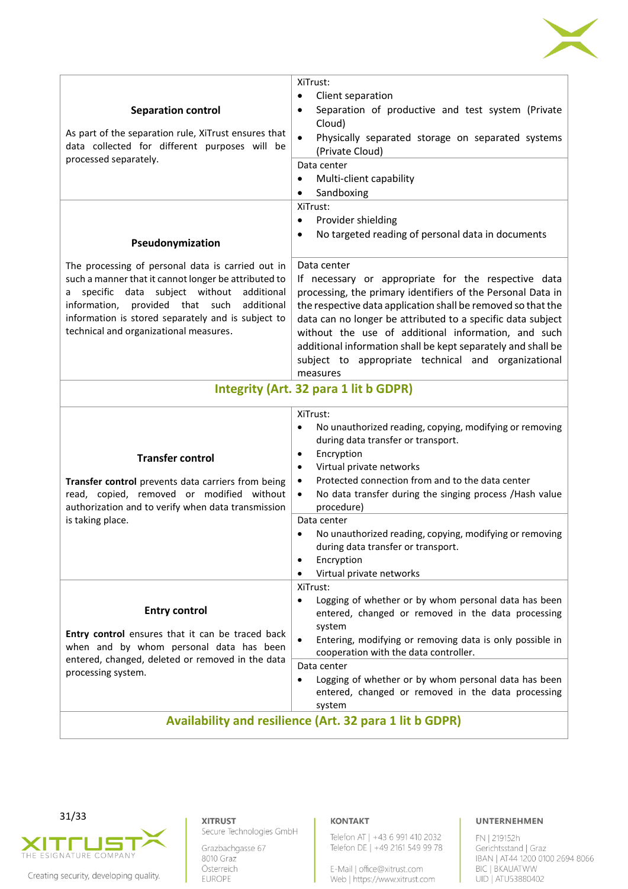| | |
|---|---|
| **Separation control**<br><br>As part of the separation rule, XiTrust ensures that data collected for different purposes will be processed separately. | XiTrust:<br>• Client separation<br>• Separation of productive and test system (Private Cloud)<br>• Physically separated storage on separated systems (Private Cloud)<br><br>Data center<br>• Multi-client capability<br>• Sandboxing |
| **Pseudonymization**<br><br>The processing of personal data is carried out in such a manner that it cannot longer be attributed to a specific data subject without additional information, provided that such additional information is stored separately and is subject to technical and organizational measures. | XiTrust:<br>• Provider shielding<br>• No targeted reading of personal data in documents<br><br>Data center<br>If necessary or appropriate for the respective data processing, the primary identifiers of the Personal Data in the respective data application shall be removed so that the data can no longer be attributed to a specific data subject without the use of additional information, and such additional information shall be kept separately and shall be subject to appropriate technical and organizational measures |
| **Integrity (Art. 32 para 1 lit b GDPR)** | |
| **Transfer control**<br><br>**Transfer control** prevents data carriers from being read, copied, removed or modified without authorization and to verify when data transmission is taking place. | XiTrust:<br>• No unauthorized reading, copying, modifying or removing during data transfer or transport.<br>• Encryption<br>• Virtual private networks<br>• Protected connection from and to the data center<br>• No data transfer during the singing process /Hash value procedure)<br><br>Data center<br>• No unauthorized reading, copying, modifying or removing during data transfer or transport.<br>• Encryption<br>• Virtual private networks |
| **Entry control**<br><br>**Entry control** ensures that it can be traced back when and by whom personal data has been entered, changed, deleted or removed in the data processing system. | XiTrust:<br>• Logging of whether or by whom personal data has been entered, changed or removed in the data processing system<br>• Entering, modifying or removing data is only possible in cooperation with the data controller.<br><br>Data center<br>• Logging of whether or by whom personal data has been entered, changed or removed in the data processing system |
| **Availability and resilience (Art. 32 para 1 lit b GDPR)** | |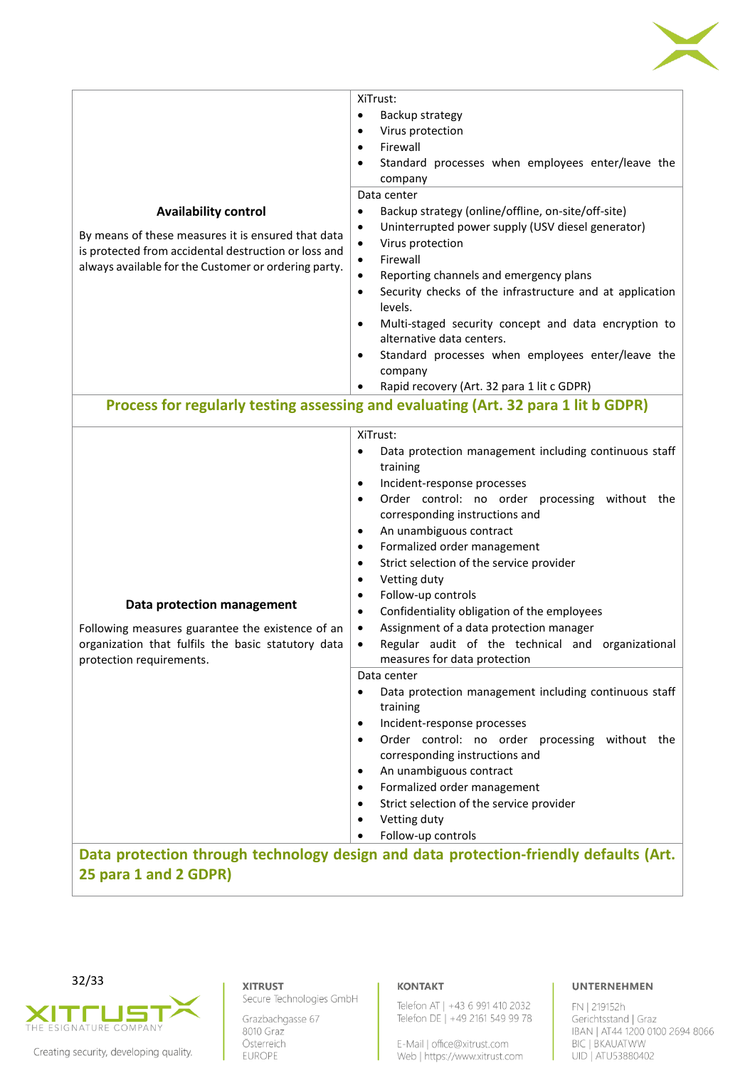| | |
|---|---|
| **Availability control**<br><br>By means of these measures it is ensured that data is protected from accidental destruction or loss and always available for the Customer or ordering party. | XiTrust:<br>• Backup strategy<br>• Virus protection<br>• Firewall<br>• Standard processes when employees enter/leave the company |
| | Data center<br>• Backup strategy (online/offline, on-site/off-site)<br>• Uninterrupted power supply (USV diesel generator)<br>• Virus protection<br>• Firewall<br>• Reporting channels and emergency plans<br>• Security checks of the infrastructure and at application levels.<br>• Multi-staged security concept and data encryption to alternative data centers.<br>• Standard processes when employees enter/leave the company<br>• Rapid recovery (Art. 32 para 1 lit c GDPR) |

## Process for regularly testing assessing and evaluating (Art. 32 para 1 lit b GDPR)

| | |
|---|---|
| **Data protection management**<br><br>Following measures guarantee the existence of an organization that fulfils the basic statutory data protection requirements. | XiTrust:<br>• Data protection management including continuous staff training<br>• Incident-response processes<br>• Order control: no order processing without the corresponding instructions and<br>• An unambiguous contract<br>• Formalized order management<br>• Strict selection of the service provider<br>• Vetting duty<br>• Follow-up controls<br>• Confidentiality obligation of the employees<br>• Assignment of a data protection manager<br>• Regular audit of the technical and organizational measures for data protection |
| | Data center<br>• Data protection management including continuous staff training<br>• Incident-response processes<br>• Order control: no order processing without the corresponding instructions and<br>• An unambiguous contract<br>• Formalized order management<br>• Strict selection of the service provider<br>• Vetting duty<br>• Follow-up controls |

## Data protection through technology design and data protection-friendly defaults (Art. 25 para 1 and 2 GDPR)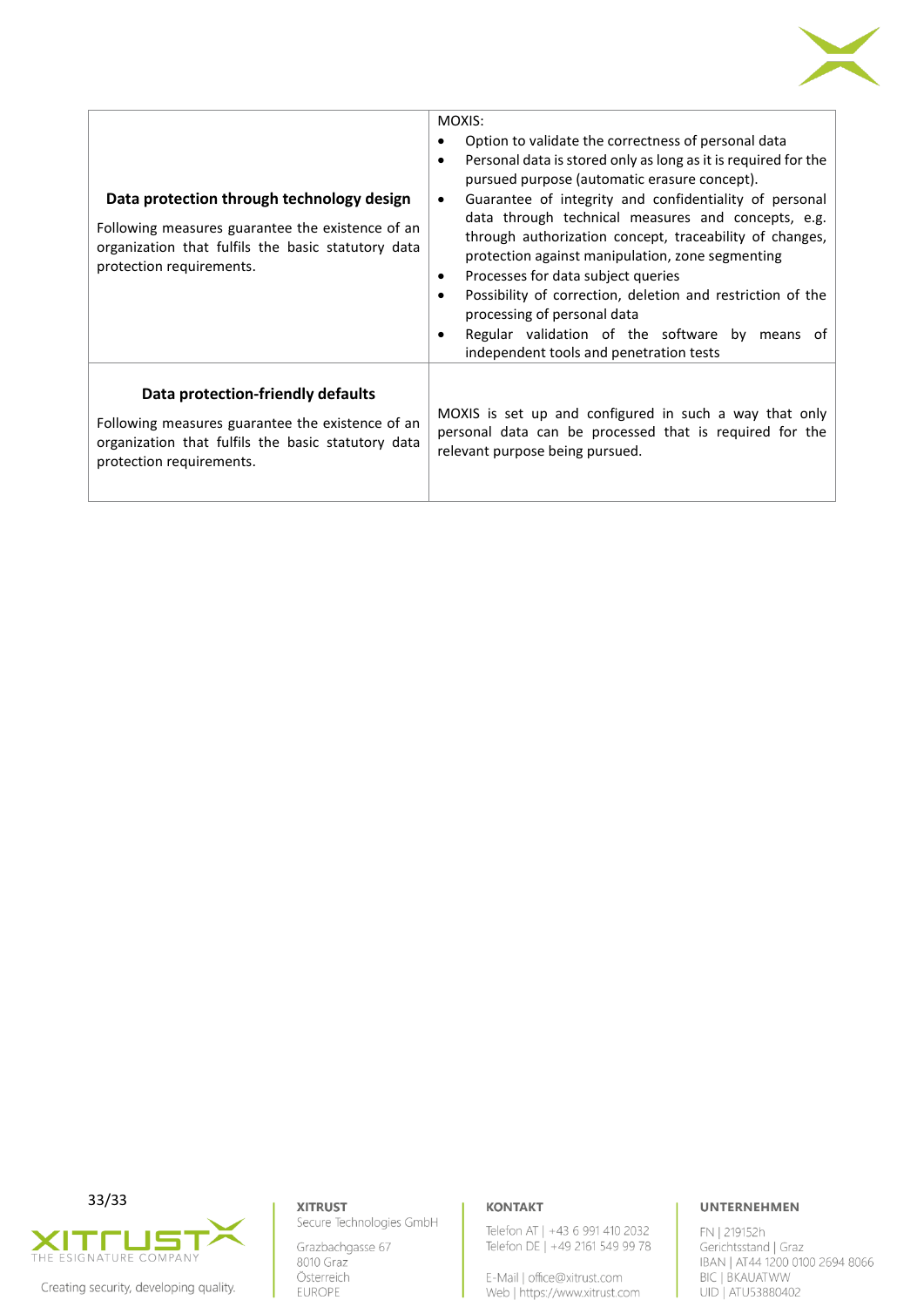| | |
|---|---|
| **Data protection through technology design**<br><br>Following measures guarantee the existence of an organization that fulfils the basic statutory data protection requirements. | MOXIS:<br>• Option to validate the correctness of personal data<br>• Personal data is stored only as long as it is required for the pursued purpose (automatic erasure concept).<br>• Guarantee of integrity and confidentiality of personal data through technical measures and concepts, e.g. through authorization concept, traceability of changes, protection against manipulation, zone segmenting<br>• Processes for data subject queries<br>• Possibility of correction, deletion and restriction of the processing of personal data<br>• Regular validation of the software by means of independent tools and penetration tests |
| **Data protection-friendly defaults**<br><br>Following measures guarantee the existence of an organization that fulfils the basic statutory data protection requirements. | MOXIS is set up and configured in such a way that only personal data can be processed that is required for the relevant purpose being pursued. |